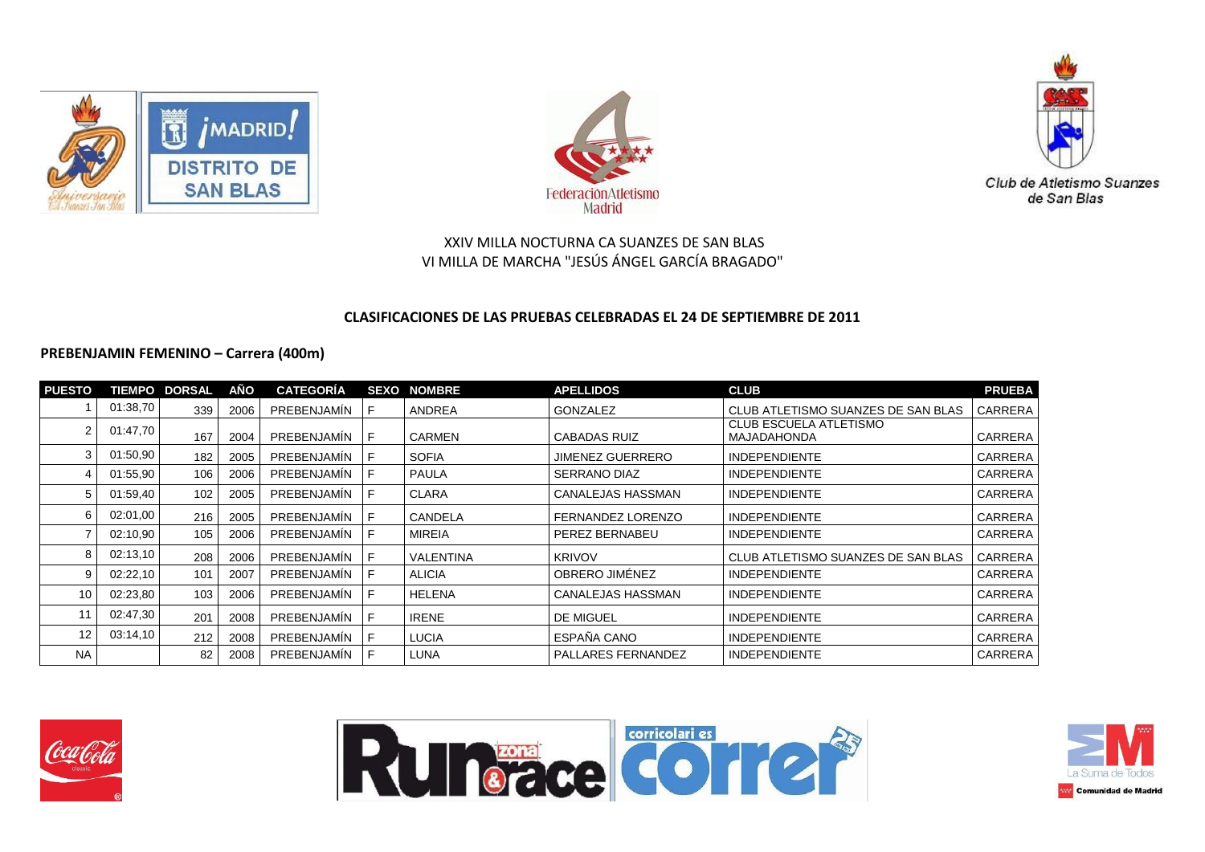XXIV MILLA NOCTURNA CA SUANZES DE SAN BLAS

VI MILLA DE MARCHA "JESÚS ÁNGEL GARCÍA BRAGADO"

**CLASIFICACIONES DE LAS PRUEBAS CELEBRADAS EL 24 DE SEPTIEMBRE DE 2011**

**PREBENJAMIN FEMENINO – Carrera (400m)**

| PUESTO | TIEMPO | DORSAL | AÑO | CATEGORÍA | SEXO | NOMBRE | APELLIDOS | CLUB | PRUEBA |
|---|---|---|---|---|---|---|---|---|---|
| 1 | 01:38,70 | 339 | 2006 | PREBENJAMÍN | F | ANDREA | GONZALEZ | CLUB ATLETISMO SUANZES DE SAN BLAS | CARRERA |
| 2 | 01:47,70 | 167 | 2004 | PREBENJAMÍN | F | CARMEN | CABADAS RUIZ | CLUB ESCUELA ATLETISMO MAJADAHONDA | CARRERA |
| 3 | 01:50,90 | 182 | 2005 | PREBENJAMÍN | F | SOFIA | JIMENEZ GUERRERO | INDEPENDIENTE | CARRERA |
| 4 | 01:55,90 | 106 | 2006 | PREBENJAMÍN | F | PAULA | SERRANO DIAZ | INDEPENDIENTE | CARRERA |
| 5 | 01:59,40 | 102 | 2005 | PREBENJAMÍN | F | CLARA | CANALEJAS HASSMAN | INDEPENDIENTE | CARRERA |
| 6 | 02:01,00 | 216 | 2005 | PREBENJAMÍN | F | CANDELA | FERNANDEZ LORENZO | INDEPENDIENTE | CARRERA |
| 7 | 02:10,90 | 105 | 2006 | PREBENJAMÍN | F | MIREIA | PEREZ BERNABEU | INDEPENDIENTE | CARRERA |
| 8 | 02:13,10 | 208 | 2006 | PREBENJAMÍN | F | VALENTINA | KRIVOV | CLUB ATLETISMO SUANZES DE SAN BLAS | CARRERA |
| 9 | 02:22,10 | 101 | 2007 | PREBENJAMÍN | F | ALICIA | OBRERO JIMÉNEZ | INDEPENDIENTE | CARRERA |
| 10 | 02:23,80 | 103 | 2006 | PREBENJAMÍN | F | HELENA | CANALEJAS HASSMAN | INDEPENDIENTE | CARRERA |
| 11 | 02:47,30 | 201 | 2008 | PREBENJAMÍN | F | IRENE | DE MIGUEL | INDEPENDIENTE | CARRERA |
| 12 | 03:14,10 | 212 | 2008 | PREBENJAMÍN | F | LUCIA | ESPAÑA CANO | INDEPENDIENTE | CARRERA |
| NA | | 82 | 2008 | PREBENJAMÍN | F | LUNA | PALLARES FERNANDEZ | INDEPENDIENTE | CARRERA |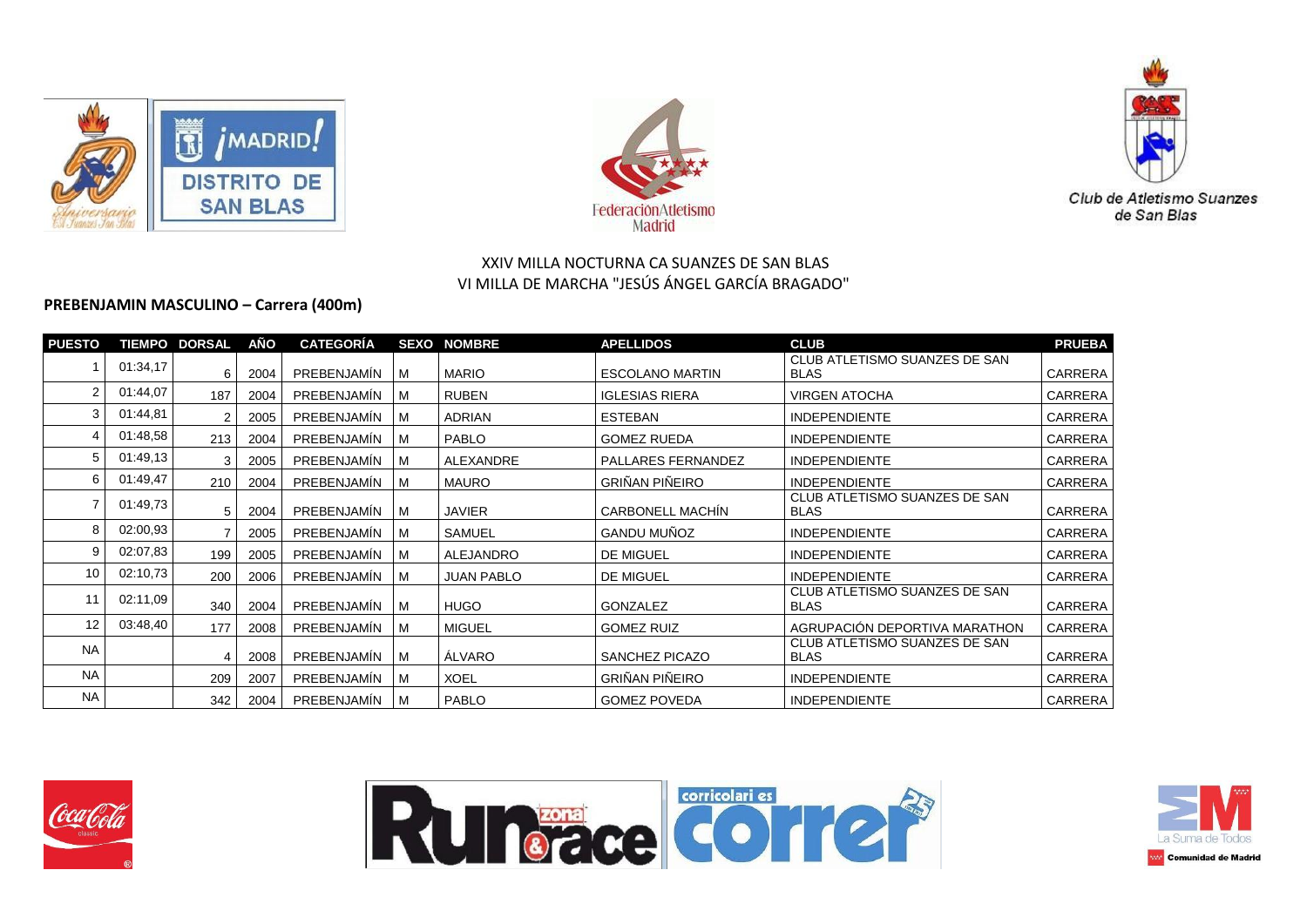XXIV MILLA NOCTURNA CA SUANZES DE SAN BLAS

VI MILLA DE MARCHA "JESÚS ÁNGEL GARCÍA BRAGADO"

**PREBENJAMIN MASCULINO – Carrera (400m)**

| PUESTO | TIEMPO | DORSAL | AÑO | CATEGORÍA | SEXO | NOMBRE | APELLIDOS | CLUB | PRUEBA |
|---|---|---|---|---|---|---|---|---|---|
| 1 | 01:34,17 | 6 | 2004 | PREBENJAMÍN | M | MARIO | ESCOLANO MARTIN | CLUB ATLETISMO SUANZES DE SAN BLAS | CARRERA |
| 2 | 01:44,07 | 187 | 2004 | PREBENJAMÍN | M | RUBEN | IGLESIAS RIERA | VIRGEN ATOCHA | CARRERA |
| 3 | 01:44,81 | 2 | 2005 | PREBENJAMÍN | M | ADRIAN | ESTEBAN | INDEPENDIENTE | CARRERA |
| 4 | 01:48,58 | 213 | 2004 | PREBENJAMÍN | M | PABLO | GOMEZ RUEDA | INDEPENDIENTE | CARRERA |
| 5 | 01:49,13 | 3 | 2005 | PREBENJAMÍN | M | ALEXANDRE | PALLARES FERNANDEZ | INDEPENDIENTE | CARRERA |
| 6 | 01:49,47 | 210 | 2004 | PREBENJAMÍN | M | MAURO | GRIÑAN PIÑEIRO | INDEPENDIENTE | CARRERA |
| 7 | 01:49,73 | 5 | 2004 | PREBENJAMÍN | M | JAVIER | CARBONELL MACHÍN | CLUB ATLETISMO SUANZES DE SAN BLAS | CARRERA |
| 8 | 02:00,93 | 7 | 2005 | PREBENJAMÍN | M | SAMUEL | GANDU MUÑOZ | INDEPENDIENTE | CARRERA |
| 9 | 02:07,83 | 199 | 2005 | PREBENJAMÍN | M | ALEJANDRO | DE MIGUEL | INDEPENDIENTE | CARRERA |
| 10 | 02:10,73 | 200 | 2006 | PREBENJAMÍN | M | JUAN PABLO | DE MIGUEL | INDEPENDIENTE | CARRERA |
| 11 | 02:11,09 | 340 | 2004 | PREBENJAMÍN | M | HUGO | GONZALEZ | CLUB ATLETISMO SUANZES DE SAN BLAS | CARRERA |
| 12 | 03:48,40 | 177 | 2008 | PREBENJAMÍN | M | MIGUEL | GOMEZ RUIZ | AGRUPACIÓN DEPORTIVA MARATHON | CARRERA |
| NA | | 4 | 2008 | PREBENJAMÍN | M | ÁLVARO | SANCHEZ PICAZO | CLUB ATLETISMO SUANZES DE SAN BLAS | CARRERA |
| NA | | 209 | 2007 | PREBENJAMÍN | M | XOEL | GRIÑAN PIÑEIRO | INDEPENDIENTE | CARRERA |
| NA | | 342 | 2004 | PREBENJAMÍN | M | PABLO | GOMEZ POVEDA | INDEPENDIENTE | CARRERA |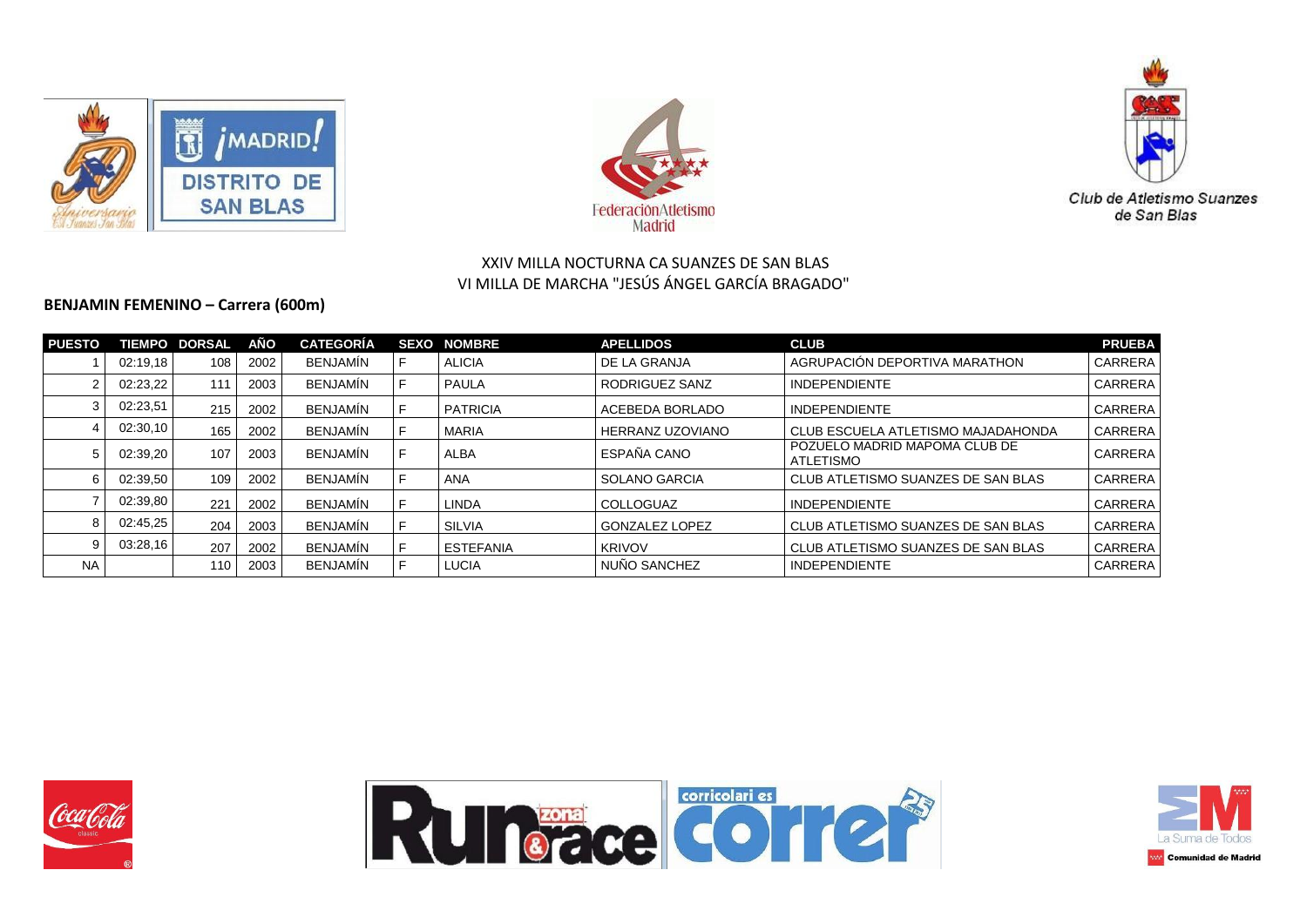XXIV MILLA NOCTURNA CA SUANZES DE SAN BLAS
VI MILLA DE MARCHA "JESÚS ÁNGEL GARCÍA BRAGADO"

**BENJAMIN FEMENINO – Carrera (600m)**

| PUESTO | TIEMPO | DORSAL | AÑO | CATEGORÍA | SEXO | NOMBRE | APELLIDOS | CLUB | PRUEBA |
|---|---|---|---|---|---|---|---|---|---|
| 1 | 02:19,18 | 108 | 2002 | BENJAMÍN | F | ALICIA | DE LA GRANJA | AGRUPACIÓN DEPORTIVA MARATHON | CARRERA |
| 2 | 02:23,22 | 111 | 2003 | BENJAMÍN | F | PAULA | RODRIGUEZ SANZ | INDEPENDIENTE | CARRERA |
| 3 | 02:23,51 | 215 | 2002 | BENJAMÍN | F | PATRICIA | ACEBEDA BORLADO | INDEPENDIENTE | CARRERA |
| 4 | 02:30,10 | 165 | 2002 | BENJAMÍN | F | MARIA | HERRANZ UZOVIANO | CLUB ESCUELA ATLETISMO MAJADAHONDA | CARRERA |
| 5 | 02:39,20 | 107 | 2003 | BENJAMÍN | F | ALBA | ESPAÑA CANO | POZUELO MADRID MAPOMA CLUB DE ATLETISMO | CARRERA |
| 6 | 02:39,50 | 109 | 2002 | BENJAMÍN | F | ANA | SOLANO GARCIA | CLUB ATLETISMO SUANZES DE SAN BLAS | CARRERA |
| 7 | 02:39,80 | 221 | 2002 | BENJAMÍN | F | LINDA | COLLOGUAZ | INDEPENDIENTE | CARRERA |
| 8 | 02:45,25 | 204 | 2003 | BENJAMÍN | F | SILVIA | GONZALEZ LOPEZ | CLUB ATLETISMO SUANZES DE SAN BLAS | CARRERA |
| 9 | 03:28,16 | 207 | 2002 | BENJAMÍN | F | ESTEFANIA | KRIVOV | CLUB ATLETISMO SUANZES DE SAN BLAS | CARRERA |
| NA | | 110 | 2003 | BENJAMÍN | F | LUCIA | NUÑO SANCHEZ | INDEPENDIENTE | CARRERA |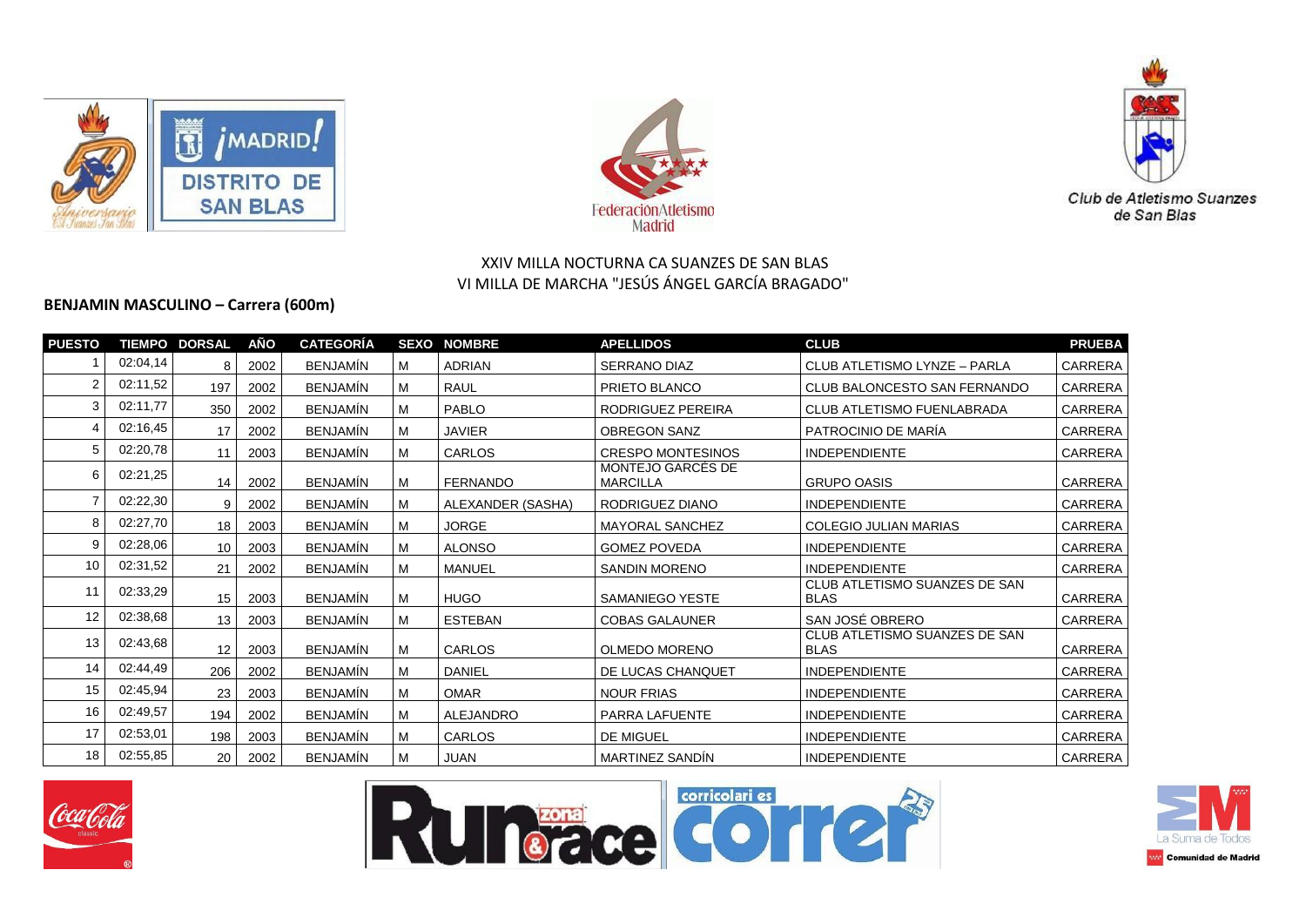XXIV MILLA NOCTURNA CA SUANZES DE SAN BLAS
VI MILLA DE MARCHA "JESÚS ÁNGEL GARCÍA BRAGADO"

**BENJAMIN MASCULINO – Carrera (600m)**

| PUESTO | TIEMPO | DORSAL | AÑO | CATEGORÍA | SEXO | NOMBRE | APELLIDOS | CLUB | PRUEBA |
|---|---|---|---|---|---|---|---|---|---|
| 1 | 02:04,14 | 8 | 2002 | BENJAMÍN | M | ADRIAN | SERRANO DIAZ | CLUB ATLETISMO LYNZE – PARLA | CARRERA |
| 2 | 02:11,52 | 197 | 2002 | BENJAMÍN | M | RAUL | PRIETO BLANCO | CLUB BALONCESTO SAN FERNANDO | CARRERA |
| 3 | 02:11,77 | 350 | 2002 | BENJAMÍN | M | PABLO | RODRIGUEZ PEREIRA | CLUB ATLETISMO FUENLABRADA | CARRERA |
| 4 | 02:16,45 | 17 | 2002 | BENJAMÍN | M | JAVIER | OBREGON SANZ | PATROCINIO DE MARÍA | CARRERA |
| 5 | 02:20,78 | 11 | 2003 | BENJAMÍN | M | CARLOS | CRESPO MONTESINOS | INDEPENDIENTE | CARRERA |
| 6 | 02:21,25 | 14 | 2002 | BENJAMÍN | M | FERNANDO | MONTEJO GARCÉS DE MARCILLA | GRUPO OASIS | CARRERA |
| 7 | 02:22,30 | 9 | 2002 | BENJAMÍN | M | ALEXANDER (SASHA) | RODRIGUEZ DIANO | INDEPENDIENTE | CARRERA |
| 8 | 02:27,70 | 18 | 2003 | BENJAMÍN | M | JORGE | MAYORAL SANCHEZ | COLEGIO JULIAN MARIAS | CARRERA |
| 9 | 02:28,06 | 10 | 2003 | BENJAMÍN | M | ALONSO | GOMEZ POVEDA | INDEPENDIENTE | CARRERA |
| 10 | 02:31,52 | 21 | 2002 | BENJAMÍN | M | MANUEL | SANDIN MORENO | INDEPENDIENTE | CARRERA |
| 11 | 02:33,29 | 15 | 2003 | BENJAMÍN | M | HUGO | SAMANIEGO YESTE | CLUB ATLETISMO SUANZES DE SAN BLAS | CARRERA |
| 12 | 02:38,68 | 13 | 2003 | BENJAMÍN | M | ESTEBAN | COBAS GALAUNER | SAN JOSÉ OBRERO | CARRERA |
| 13 | 02:43,68 | 12 | 2003 | BENJAMÍN | M | CARLOS | OLMEDO MORENO | CLUB ATLETISMO SUANZES DE SAN BLAS | CARRERA |
| 14 | 02:44,49 | 206 | 2002 | BENJAMÍN | M | DANIEL | DE LUCAS CHANQUET | INDEPENDIENTE | CARRERA |
| 15 | 02:45,94 | 23 | 2003 | BENJAMÍN | M | OMAR | NOUR FRIAS | INDEPENDIENTE | CARRERA |
| 16 | 02:49,57 | 194 | 2002 | BENJAMÍN | M | ALEJANDRO | PARRA LAFUENTE | INDEPENDIENTE | CARRERA |
| 17 | 02:53,01 | 198 | 2003 | BENJAMÍN | M | CARLOS | DE MIGUEL | INDEPENDIENTE | CARRERA |
| 18 | 02:55,85 | 20 | 2002 | BENJAMÍN | M | JUAN | MARTINEZ SANDÍN | INDEPENDIENTE | CARRERA |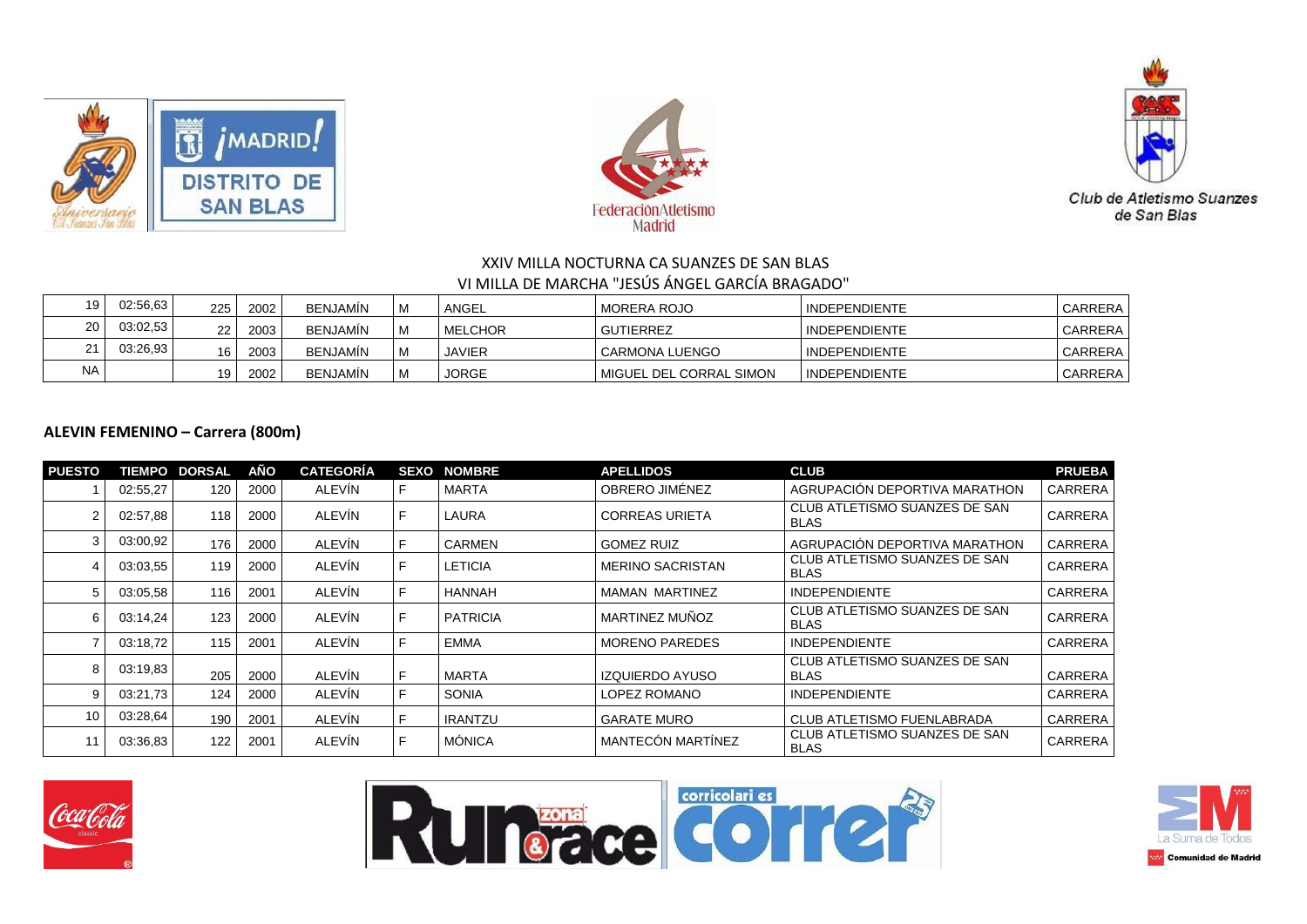XXIV MILLA NOCTURNA CA SUANZES DE SAN BLAS

VI MILLA DE MARCHA "JESÚS ÁNGEL GARCÍA BRAGADO"

| | | | | | | | | | |
|---|---|---|---|---|---|---|---|---|---|
| 19 | 02:56,63 | 225 | 2002 | BENJAMÍN | M | ANGEL | MORERA ROJO | INDEPENDIENTE | CARRERA |
| 20 | 03:02,53 | 22 | 2003 | BENJAMÍN | M | MELCHOR | GUTIERREZ | INDEPENDIENTE | CARRERA |
| 21 | 03:26,93 | 16 | 2003 | BENJAMÍN | M | JAVIER | CARMONA LUENGO | INDEPENDIENTE | CARRERA |
| NA | | 19 | 2002 | BENJAMÍN | M | JORGE | MIGUEL DEL CORRAL SIMON | INDEPENDIENTE | CARRERA |

## ALEVIN FEMENINO – Carrera (800m)

| PUESTO | TIEMPO | DORSAL | AÑO | CATEGORÍA | SEXO | NOMBRE | APELLIDOS | CLUB | PRUEBA |
|---|---|---|---|---|---|---|---|---|---|
| 1 | 02:55,27 | 120 | 2000 | ALEVÍN | F | MARTA | OBRERO JIMÉNEZ | AGRUPACIÓN DEPORTIVA MARATHON | CARRERA |
| 2 | 02:57,88 | 118 | 2000 | ALEVÍN | F | LAURA | CORREAS URIETA | CLUB ATLETISMO SUANZES DE SAN BLAS | CARRERA |
| 3 | 03:00,92 | 176 | 2000 | ALEVÍN | F | CARMEN | GOMEZ RUIZ | AGRUPACIÓN DEPORTIVA MARATHON | CARRERA |
| 4 | 03:03,55 | 119 | 2000 | ALEVÍN | F | LETICIA | MERINO SACRISTAN | CLUB ATLETISMO SUANZES DE SAN BLAS | CARRERA |
| 5 | 03:05,58 | 116 | 2001 | ALEVÍN | F | HANNAH | MAMAN MARTINEZ | INDEPENDIENTE | CARRERA |
| 6 | 03:14,24 | 123 | 2000 | ALEVÍN | F | PATRICIA | MARTINEZ MUÑOZ | CLUB ATLETISMO SUANZES DE SAN BLAS | CARRERA |
| 7 | 03:18,72 | 115 | 2001 | ALEVÍN | F | EMMA | MORENO PAREDES | INDEPENDIENTE | CARRERA |
| 8 | 03:19,83 | 205 | 2000 | ALEVÍN | F | MARTA | IZQUIERDO AYUSO | CLUB ATLETISMO SUANZES DE SAN BLAS | CARRERA |
| 9 | 03:21,73 | 124 | 2000 | ALEVÍN | F | SONIA | LOPEZ ROMANO | INDEPENDIENTE | CARRERA |
| 10 | 03:28,64 | 190 | 2001 | ALEVÍN | F | IRANTZU | GARATE MURO | CLUB ATLETISMO FUENLABRADA | CARRERA |
| 11 | 03:36,83 | 122 | 2001 | ALEVÍN | F | MÓNICA | MANTECÓN MARTÍNEZ | CLUB ATLETISMO SUANZES DE SAN BLAS | CARRERA |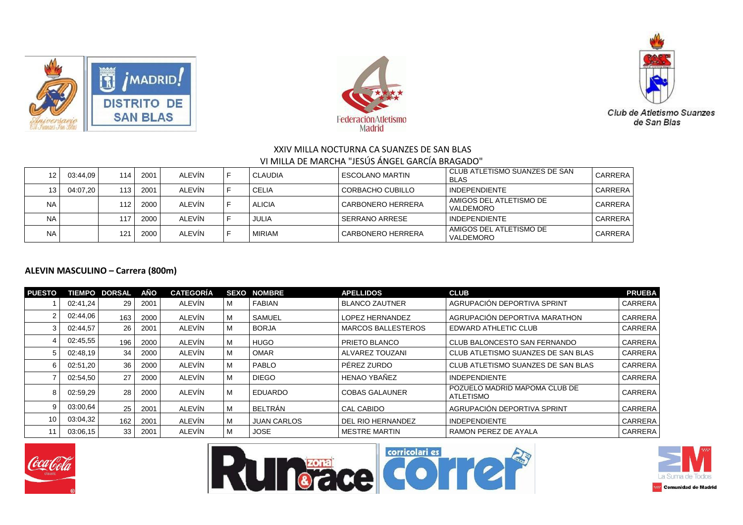XXIV MILLA NOCTURNA CA SUANZES DE SAN BLAS

VI MILLA DE MARCHA "JESÚS ÁNGEL GARCÍA BRAGADO"

| | | | | | | | | | |
|---|---|---|---|---|---|---|---|---|---|
| 12 | 03:44,09 | 114 | 2001 | ALEVÍN | F | CLAUDIA | ESCOLANO MARTIN | CLUB ATLETISMO SUANZES DE SAN BLAS | CARRERA |
| 13 | 04:07,20 | 113 | 2001 | ALEVÍN | F | CELIA | CORBACHO CUBILLO | INDEPENDIENTE | CARRERA |
| NA | | 112 | 2000 | ALEVÍN | F | ALICIA | CARBONERO HERRERA | AMIGOS DEL ATLETISMO DE VALDEMORO | CARRERA |
| NA | | 117 | 2000 | ALEVÍN | F | JULIA | SERRANO ARRESE | INDEPENDIENTE | CARRERA |
| NA | | 121 | 2000 | ALEVÍN | F | MIRIAM | CARBONERO HERRERA | AMIGOS DEL ATLETISMO DE VALDEMORO | CARRERA |

**ALEVIN MASCULINO – Carrera (800m)**

| PUESTO | TIEMPO | DORSAL | AÑO | CATEGORÍA | SEXO | NOMBRE | APELLIDOS | CLUB | PRUEBA |
|---|---|---|---|---|---|---|---|---|---|
| 1 | 02:41,24 | 29 | 2001 | ALEVÍN | M | FABIAN | BLANCO ZAUTNER | AGRUPACIÓN DEPORTIVA SPRINT | CARRERA |
| 2 | 02:44,06 | 163 | 2000 | ALEVÍN | M | SAMUEL | LOPEZ HERNANDEZ | AGRUPACIÓN DEPORTIVA MARATHON | CARRERA |
| 3 | 02:44,57 | 26 | 2001 | ALEVÍN | M | BORJA | MARCOS BALLESTEROS | EDWARD ATHLETIC CLUB | CARRERA |
| 4 | 02:45,55 | 196 | 2000 | ALEVÍN | M | HUGO | PRIETO BLANCO | CLUB BALONCESTO SAN FERNANDO | CARRERA |
| 5 | 02:48,19 | 34 | 2000 | ALEVÍN | M | OMAR | ALVAREZ TOUZANI | CLUB ATLETISMO SUANZES DE SAN BLAS | CARRERA |
| 6 | 02:51,20 | 36 | 2000 | ALEVÍN | M | PABLO | PÉREZ ZURDO | CLUB ATLETISMO SUANZES DE SAN BLAS | CARRERA |
| 7 | 02:54,50 | 27 | 2000 | ALEVÍN | M | DIEGO | HENAO YBAÑEZ | INDEPENDIENTE | CARRERA |
| 8 | 02:59,29 | 28 | 2000 | ALEVÍN | M | EDUARDO | COBAS GALAUNER | POZUELO MADRID MAPOMA CLUB DE ATLETISMO | CARRERA |
| 9 | 03:00,64 | 25 | 2001 | ALEVÍN | M | BELTRÁN | CAL CABIDO | AGRUPACIÓN DEPORTIVA SPRINT | CARRERA |
| 10 | 03:04,32 | 162 | 2001 | ALEVÍN | M | JUAN CARLOS | DEL RIO HERNANDEZ | INDEPENDIENTE | CARRERA |
| 11 | 03:06,15 | 33 | 2001 | ALEVÍN | M | JOSE | MESTRE MARTIN | RAMON PEREZ DE AYALA | CARRERA |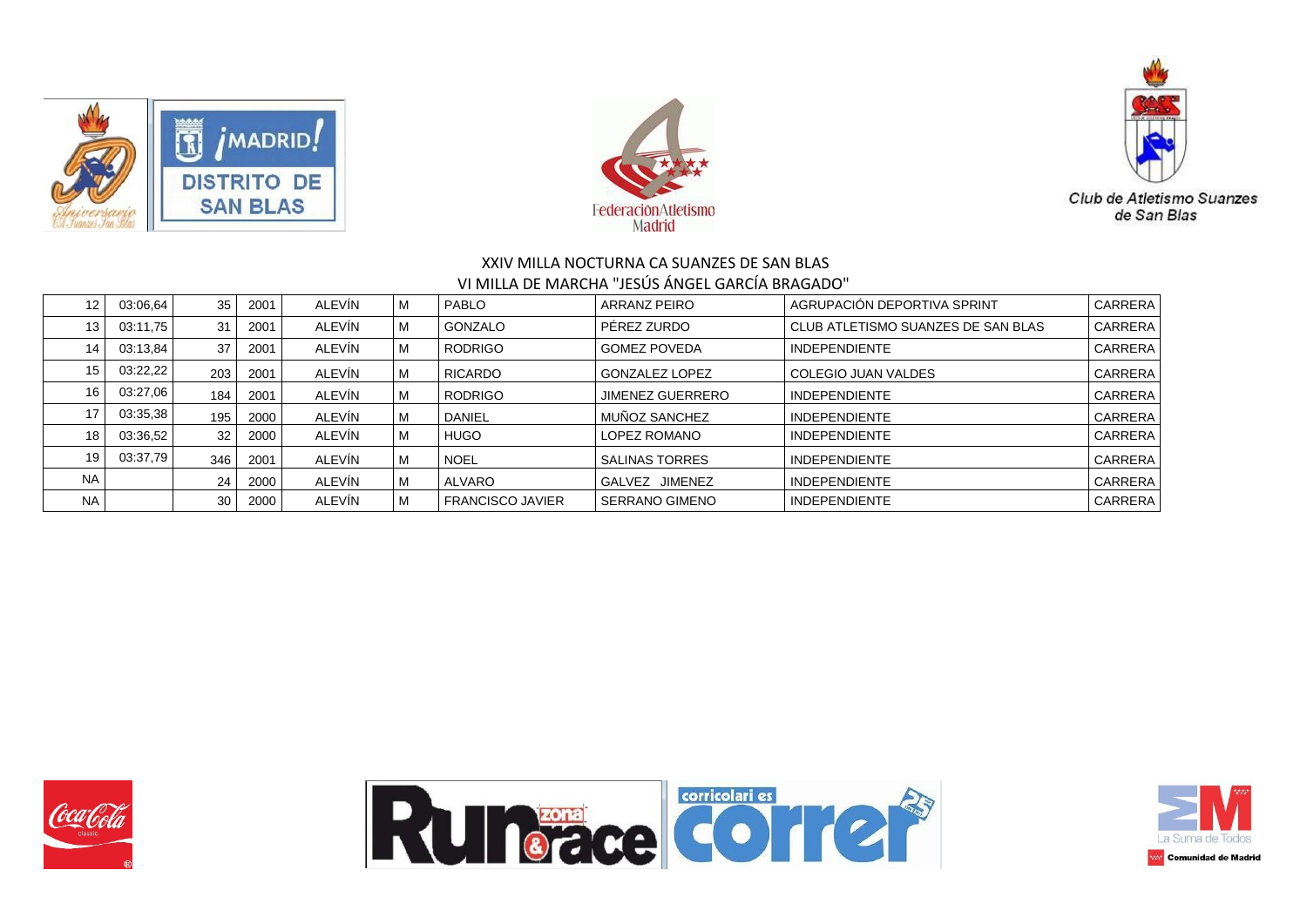XXIV MILLA NOCTURNA CA SUANZES DE SAN BLAS

VI MILLA DE MARCHA "JESÚS ÁNGEL GARCÍA BRAGADO"

| | | | | | | | | | |
|---|---|---|---|---|---|---|---|---|---|
| 12 | 03:06,64 | 35 | 2001 | ALEVÍN | M | PABLO | ARRANZ PEIRO | AGRUPACIÓN DEPORTIVA SPRINT | CARRERA |
| 13 | 03:11,75 | 31 | 2001 | ALEVÍN | M | GONZALO | PÉREZ ZURDO | CLUB ATLETISMO SUANZES DE SAN BLAS | CARRERA |
| 14 | 03:13,84 | 37 | 2001 | ALEVÍN | M | RODRIGO | GOMEZ POVEDA | INDEPENDIENTE | CARRERA |
| 15 | 03:22,22 | 203 | 2001 | ALEVÍN | M | RICARDO | GONZALEZ LOPEZ | COLEGIO JUAN VALDES | CARRERA |
| 16 | 03:27,06 | 184 | 2001 | ALEVÍN | M | RODRIGO | JIMENEZ GUERRERO | INDEPENDIENTE | CARRERA |
| 17 | 03:35,38 | 195 | 2000 | ALEVÍN | M | DANIEL | MUÑOZ SANCHEZ | INDEPENDIENTE | CARRERA |
| 18 | 03:36,52 | 32 | 2000 | ALEVÍN | M | HUGO | LOPEZ ROMANO | INDEPENDIENTE | CARRERA |
| 19 | 03:37,79 | 346 | 2001 | ALEVÍN | M | NOEL | SALINAS TORRES | INDEPENDIENTE | CARRERA |
| NA | | 24 | 2000 | ALEVÍN | M | ALVARO | GALVEZ JIMENEZ | INDEPENDIENTE | CARRERA |
| NA | | 30 | 2000 | ALEVÍN | M | FRANCISCO JAVIER | SERRANO GIMENO | INDEPENDIENTE | CARRERA |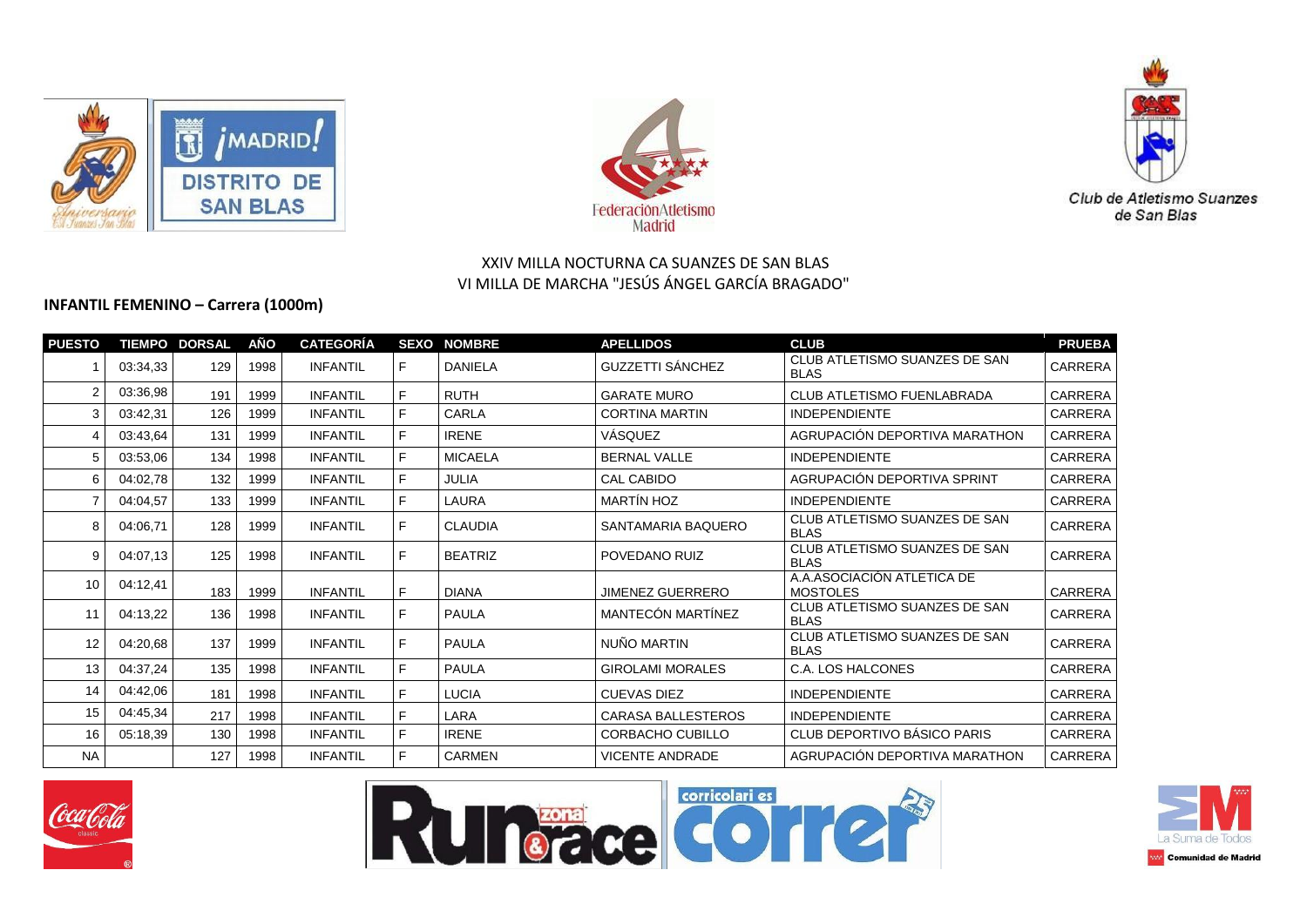XXIV MILLA NOCTURNA CA SUANZES DE SAN BLAS
VI MILLA DE MARCHA "JESÚS ÁNGEL GARCÍA BRAGADO"

**INFANTIL FEMENINO – Carrera (1000m)**

| PUESTO | TIEMPO | DORSAL | AÑO | CATEGORÍA | SEXO | NOMBRE | APELLIDOS | CLUB | PRUEBA |
|---|---|---|---|---|---|---|---|---|---|
| 1 | 03:34,33 | 129 | 1998 | INFANTIL | F | DANIELA | GUZZETTI SÁNCHEZ | CLUB ATLETISMO SUANZES DE SAN BLAS | CARRERA |
| 2 | 03:36,98 | 191 | 1999 | INFANTIL | F | RUTH | GARATE MURO | CLUB ATLETISMO FUENLABRADA | CARRERA |
| 3 | 03:42,31 | 126 | 1999 | INFANTIL | F | CARLA | CORTINA MARTIN | INDEPENDIENTE | CARRERA |
| 4 | 03:43,64 | 131 | 1999 | INFANTIL | F | IRENE | VÁSQUEZ | AGRUPACIÓN DEPORTIVA MARATHON | CARRERA |
| 5 | 03:53,06 | 134 | 1998 | INFANTIL | F | MICAELA | BERNAL VALLE | INDEPENDIENTE | CARRERA |
| 6 | 04:02,78 | 132 | 1999 | INFANTIL | F | JULIA | CAL CABIDO | AGRUPACIÓN DEPORTIVA SPRINT | CARRERA |
| 7 | 04:04,57 | 133 | 1999 | INFANTIL | F | LAURA | MARTÍN HOZ | INDEPENDIENTE | CARRERA |
| 8 | 04:06,71 | 128 | 1999 | INFANTIL | F | CLAUDIA | SANTAMARIA BAQUERO | CLUB ATLETISMO SUANZES DE SAN BLAS | CARRERA |
| 9 | 04:07,13 | 125 | 1998 | INFANTIL | F | BEATRIZ | POVEDANO RUIZ | CLUB ATLETISMO SUANZES DE SAN BLAS | CARRERA |
| 10 | 04:12,41 | 183 | 1999 | INFANTIL | F | DIANA | JIMENEZ GUERRERO | A.A.ASOCIACIÓN ATLETICA DE MOSTOLES | CARRERA |
| 11 | 04:13,22 | 136 | 1998 | INFANTIL | F | PAULA | MANTECÓN MARTÍNEZ | CLUB ATLETISMO SUANZES DE SAN BLAS | CARRERA |
| 12 | 04:20,68 | 137 | 1999 | INFANTIL | F | PAULA | NUÑO MARTIN | CLUB ATLETISMO SUANZES DE SAN BLAS | CARRERA |
| 13 | 04:37,24 | 135 | 1998 | INFANTIL | F | PAULA | GIROLAMI MORALES | C.A. LOS HALCONES | CARRERA |
| 14 | 04:42,06 | 181 | 1998 | INFANTIL | F | LUCIA | CUEVAS DIEZ | INDEPENDIENTE | CARRERA |
| 15 | 04:45,34 | 217 | 1998 | INFANTIL | F | LARA | CARASA BALLESTEROS | INDEPENDIENTE | CARRERA |
| 16 | 05:18,39 | 130 | 1998 | INFANTIL | F | IRENE | CORBACHO CUBILLO | CLUB DEPORTIVO BÁSICO PARIS | CARRERA |
| NA | | 127 | 1998 | INFANTIL | F | CARMEN | VICENTE ANDRADE | AGRUPACIÓN DEPORTIVA MARATHON | CARRERA |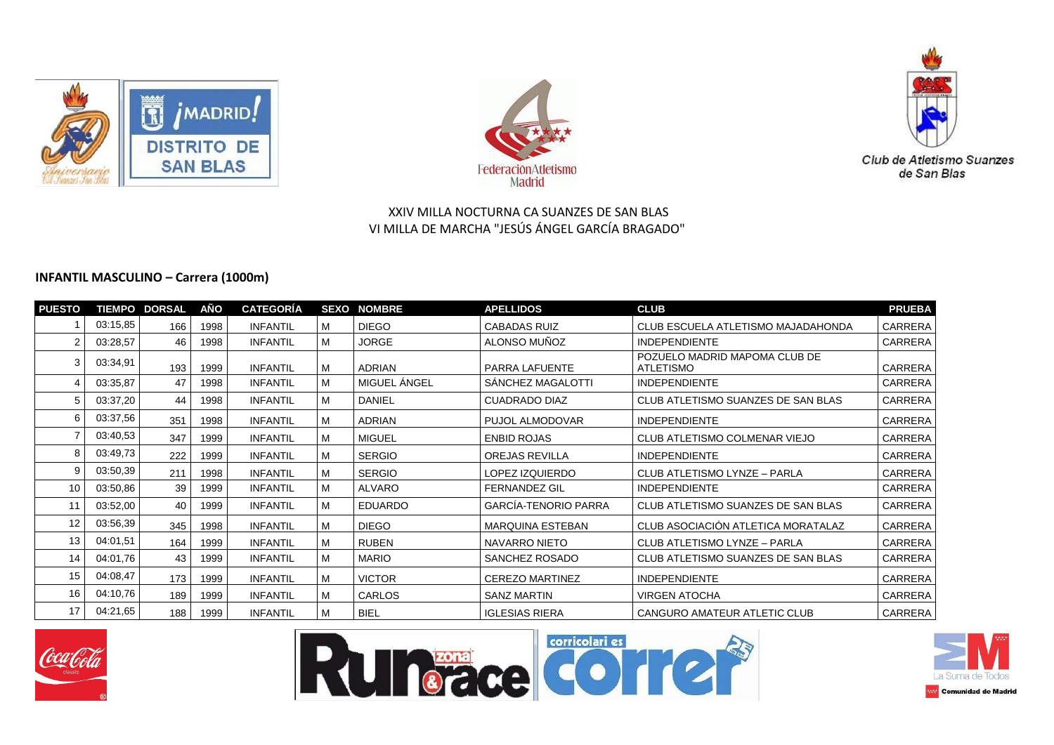XXIV MILLA NOCTURNA CA SUANZES DE SAN BLAS
VI MILLA DE MARCHA "JESÚS ÁNGEL GARCÍA BRAGADO"

## INFANTIL MASCULINO – Carrera (1000m)

| PUESTO | TIEMPO | DORSAL | AÑO | CATEGORÍA | SEXO | NOMBRE | APELLIDOS | CLUB | PRUEBA |
|---|---|---|---|---|---|---|---|---|---|
| 1 | 03:15,85 | 166 | 1998 | INFANTIL | M | DIEGO | CABADAS RUIZ | CLUB ESCUELA ATLETISMO MAJADAHONDA | CARRERA |
| 2 | 03:28,57 | 46 | 1998 | INFANTIL | M | JORGE | ALONSO MUÑOZ | INDEPENDIENTE | CARRERA |
| 3 | 03:34,91 | 193 | 1999 | INFANTIL | M | ADRIAN | PARRA LAFUENTE | POZUELO MADRID MAPOMA CLUB DE ATLETISMO | CARRERA |
| 4 | 03:35,87 | 47 | 1998 | INFANTIL | M | MIGUEL ÁNGEL | SÁNCHEZ MAGALOTTI | INDEPENDIENTE | CARRERA |
| 5 | 03:37,20 | 44 | 1998 | INFANTIL | M | DANIEL | CUADRADO DIAZ | CLUB ATLETISMO SUANZES DE SAN BLAS | CARRERA |
| 6 | 03:37,56 | 351 | 1998 | INFANTIL | M | ADRIAN | PUJOL ALMODOVAR | INDEPENDIENTE | CARRERA |
| 7 | 03:40,53 | 347 | 1999 | INFANTIL | M | MIGUEL | ENBID ROJAS | CLUB ATLETISMO COLMENAR VIEJO | CARRERA |
| 8 | 03:49,73 | 222 | 1999 | INFANTIL | M | SERGIO | OREJAS REVILLA | INDEPENDIENTE | CARRERA |
| 9 | 03:50,39 | 211 | 1998 | INFANTIL | M | SERGIO | LOPEZ IZQUIERDO | CLUB ATLETISMO LYNZE – PARLA | CARRERA |
| 10 | 03:50,86 | 39 | 1999 | INFANTIL | M | ALVARO | FERNANDEZ GIL | INDEPENDIENTE | CARRERA |
| 11 | 03:52,00 | 40 | 1999 | INFANTIL | M | EDUARDO | GARCÍA-TENORIO PARRA | CLUB ATLETISMO SUANZES DE SAN BLAS | CARRERA |
| 12 | 03:56,39 | 345 | 1998 | INFANTIL | M | DIEGO | MARQUINA ESTEBAN | CLUB ASOCIACIÓN ATLETICA MORATALAZ | CARRERA |
| 13 | 04:01,51 | 164 | 1999 | INFANTIL | M | RUBEN | NAVARRO NIETO | CLUB ATLETISMO LYNZE – PARLA | CARRERA |
| 14 | 04:01,76 | 43 | 1999 | INFANTIL | M | MARIO | SANCHEZ ROSADO | CLUB ATLETISMO SUANZES DE SAN BLAS | CARRERA |
| 15 | 04:08,47 | 173 | 1999 | INFANTIL | M | VICTOR | CEREZO MARTINEZ | INDEPENDIENTE | CARRERA |
| 16 | 04:10,76 | 189 | 1999 | INFANTIL | M | CARLOS | SANZ MARTIN | VIRGEN ATOCHA | CARRERA |
| 17 | 04:21,65 | 188 | 1999 | INFANTIL | M | BIEL | IGLESIAS RIERA | CANGURO AMATEUR ATLETIC CLUB | CARRERA |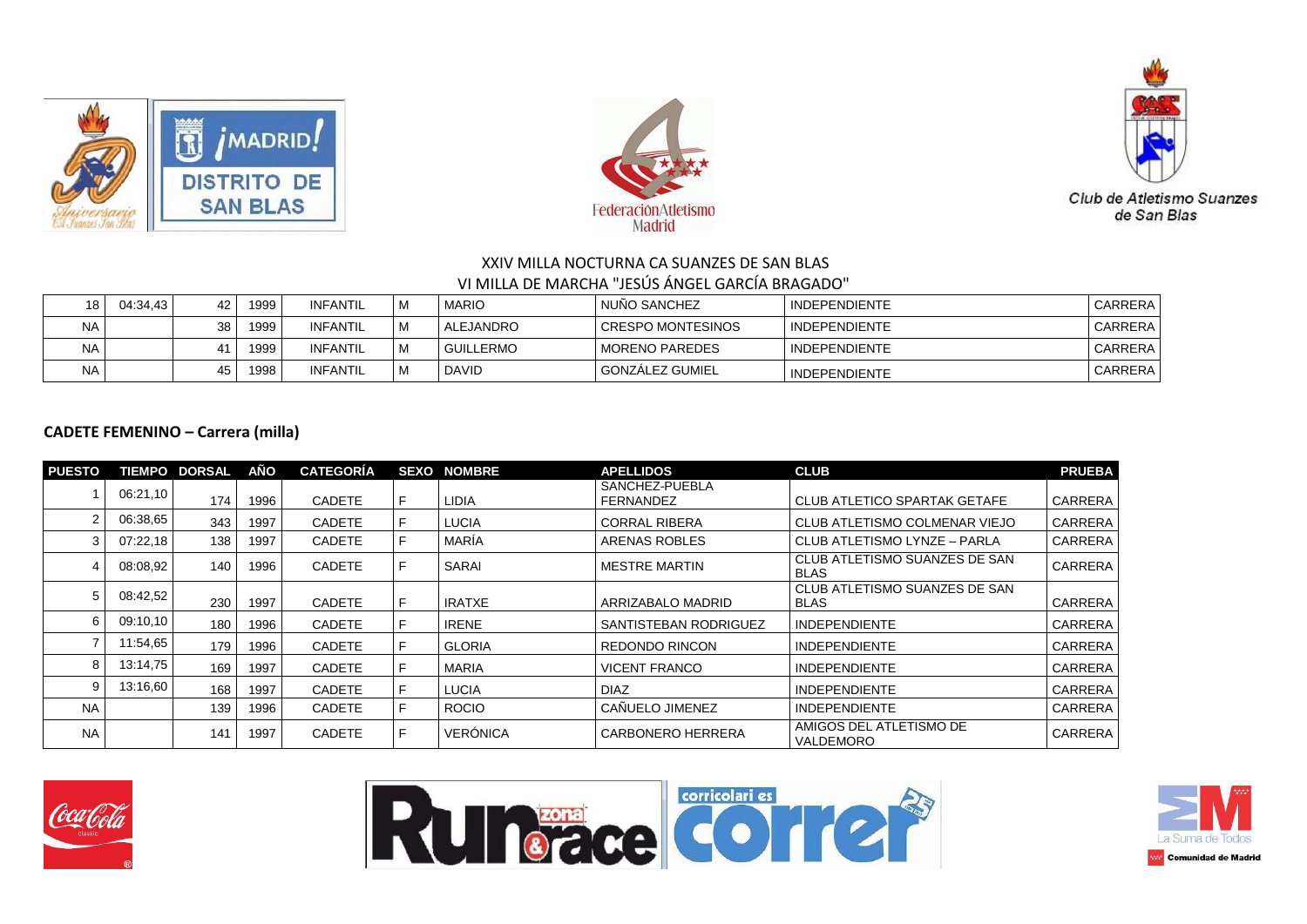XXIV MILLA NOCTURNA CA SUANZES DE SAN BLAS
VI MILLA DE MARCHA "JESÚS ÁNGEL GARCÍA BRAGADO"

| PUESTO | TIEMPO | DORSAL | AÑO | CATEGORÍA | SEXO | NOMBRE | APELLIDOS | CLUB | PRUEBA |
|---|---|---|---|---|---|---|---|---|---|
| 18 | 04:34,43 | 42 | 1999 | INFANTIL | M | MARIO | NUÑO SANCHEZ | INDEPENDIENTE | CARRERA |
| NA | | 38 | 1999 | INFANTIL | M | ALEJANDRO | CRESPO MONTESINOS | INDEPENDIENTE | CARRERA |
| NA | | 41 | 1999 | INFANTIL | M | GUILLERMO | MORENO PAREDES | INDEPENDIENTE | CARRERA |
| NA | | 45 | 1998 | INFANTIL | M | DAVID | GONZÁLEZ GUMIEL | INDEPENDIENTE | CARRERA |

## CADETE FEMENINO – Carrera (milla)

| PUESTO | TIEMPO | DORSAL | AÑO | CATEGORÍA | SEXO | NOMBRE | APELLIDOS | CLUB | PRUEBA |
|---|---|---|---|---|---|---|---|---|---|
| 1 | 06:21,10 | 174 | 1996 | CADETE | F | LIDIA | SANCHEZ-PUEBLA FERNANDEZ | CLUB ATLETICO SPARTAK GETAFE | CARRERA |
| 2 | 06:38,65 | 343 | 1997 | CADETE | F | LUCIA | CORRAL RIBERA | CLUB ATLETISMO COLMENAR VIEJO | CARRERA |
| 3 | 07:22,18 | 138 | 1997 | CADETE | F | MARÍA | ARENAS ROBLES | CLUB ATLETISMO LYNZE – PARLA | CARRERA |
| 4 | 08:08,92 | 140 | 1996 | CADETE | F | SARAI | MESTRE MARTIN | CLUB ATLETISMO SUANZES DE SAN BLAS | CARRERA |
| 5 | 08:42,52 | 230 | 1997 | CADETE | F | IRATXE | ARRIZABALO MADRID | CLUB ATLETISMO SUANZES DE SAN BLAS | CARRERA |
| 6 | 09:10,10 | 180 | 1996 | CADETE | F | IRENE | SANTISTEBAN RODRIGUEZ | INDEPENDIENTE | CARRERA |
| 7 | 11:54,65 | 179 | 1996 | CADETE | F | GLORIA | REDONDO RINCON | INDEPENDIENTE | CARRERA |
| 8 | 13:14,75 | 169 | 1997 | CADETE | F | MARIA | VICENT FRANCO | INDEPENDIENTE | CARRERA |
| 9 | 13:16,60 | 168 | 1997 | CADETE | F | LUCIA | DIAZ | INDEPENDIENTE | CARRERA |
| NA | | 139 | 1996 | CADETE | F | ROCIO | CAÑUELO JIMENEZ | INDEPENDIENTE | CARRERA |
| NA | | 141 | 1997 | CADETE | F | VERÓNICA | CARBONERO HERRERA | AMIGOS DEL ATLETISMO DE VALDEMORO | CARRERA |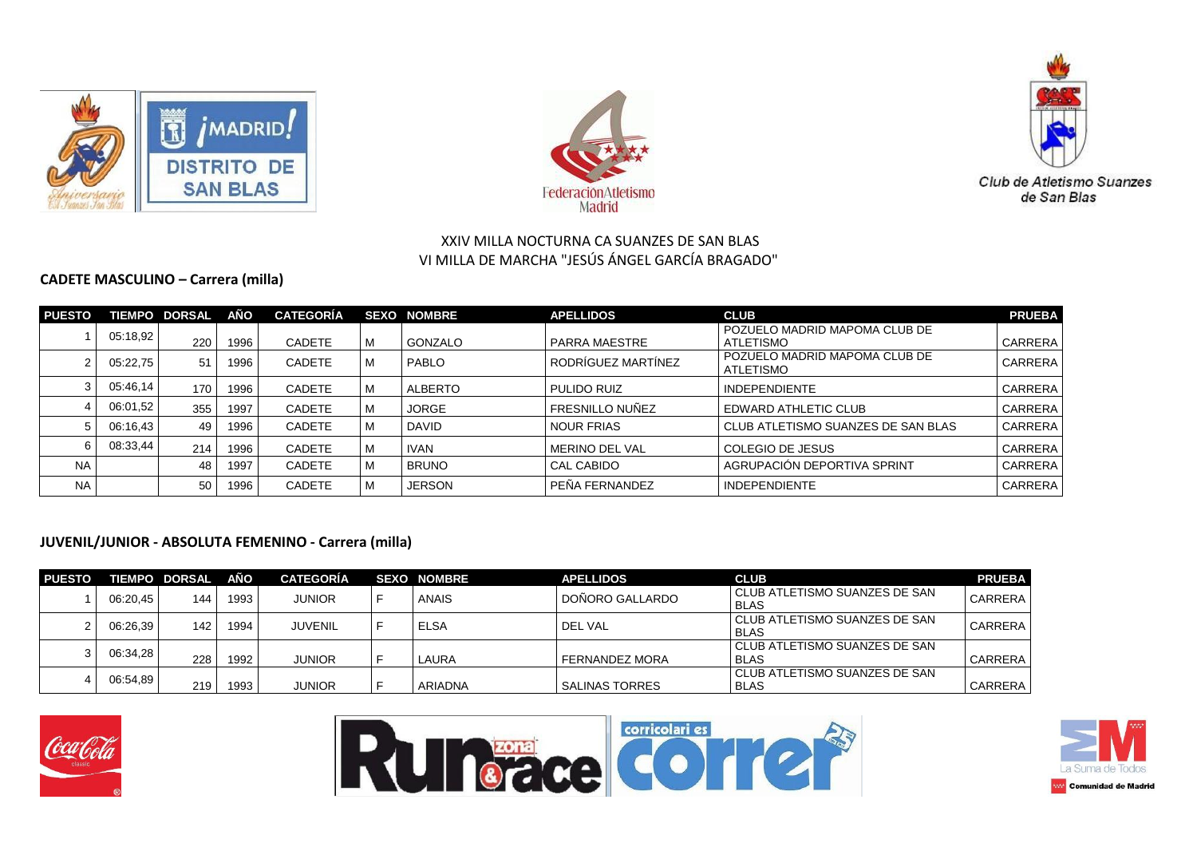XXIV MILLA NOCTURNA CA SUANZES DE SAN BLAS
VI MILLA DE MARCHA "JESÚS ÁNGEL GARCÍA BRAGADO"

### CADETE MASCULINO – Carrera (milla)

| PUESTO | TIEMPO | DORSAL | AÑO | CATEGORÍA | SEXO | NOMBRE | APELLIDOS | CLUB | PRUEBA |
|---|---|---|---|---|---|---|---|---|---|
| 1 | 05:18,92 | 220 | 1996 | CADETE | M | GONZALO | PARRA MAESTRE | POZUELO MADRID MAPOMA CLUB DE ATLETISMO | CARRERA |
| 2 | 05:22,75 | 51 | 1996 | CADETE | M | PABLO | RODRÍGUEZ MARTÍNEZ | POZUELO MADRID MAPOMA CLUB DE ATLETISMO | CARRERA |
| 3 | 05:46,14 | 170 | 1996 | CADETE | M | ALBERTO | PULIDO RUIZ | INDEPENDIENTE | CARRERA |
| 4 | 06:01,52 | 355 | 1997 | CADETE | M | JORGE | FRESNILLO NUÑEZ | EDWARD ATHLETIC CLUB | CARRERA |
| 5 | 06:16,43 | 49 | 1996 | CADETE | M | DAVID | NOUR FRIAS | CLUB ATLETISMO SUANZES DE SAN BLAS | CARRERA |
| 6 | 08:33,44 | 214 | 1996 | CADETE | M | IVAN | MERINO DEL VAL | COLEGIO DE JESUS | CARRERA |
| NA | | 48 | 1997 | CADETE | M | BRUNO | CAL CABIDO | AGRUPACIÓN DEPORTIVA SPRINT | CARRERA |
| NA | | 50 | 1996 | CADETE | M | JERSON | PEÑA FERNANDEZ | INDEPENDIENTE | CARRERA |

### JUVENIL/JUNIOR - ABSOLUTA FEMENINO - Carrera (milla)

| PUESTO | TIEMPO | DORSAL | AÑO | CATEGORÍA | SEXO | NOMBRE | APELLIDOS | CLUB | PRUEBA |
|---|---|---|---|---|---|---|---|---|---|
| 1 | 06:20,45 | 144 | 1993 | JUNIOR | F | ANAIS | DOÑORO GALLARDO | CLUB ATLETISMO SUANZES DE SAN BLAS | CARRERA |
| 2 | 06:26,39 | 142 | 1994 | JUVENIL | F | ELSA | DEL VAL | CLUB ATLETISMO SUANZES DE SAN BLAS | CARRERA |
| 3 | 06:34,28 | 228 | 1992 | JUNIOR | F | LAURA | FERNANDEZ MORA | CLUB ATLETISMO SUANZES DE SAN BLAS | CARRERA |
| 4 | 06:54,89 | 219 | 1993 | JUNIOR | F | ARIADNA | SALINAS TORRES | CLUB ATLETISMO SUANZES DE SAN BLAS | CARRERA |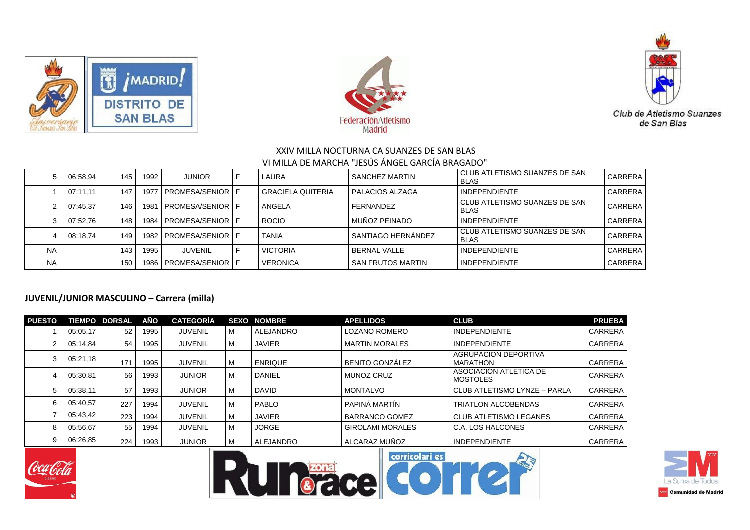XXIV MILLA NOCTURNA CA SUANZES DE SAN BLAS

VI MILLA DE MARCHA "JESÚS ÁNGEL GARCÍA BRAGADO"

| | | | | | | | | | |
|---|---|---|---|---|---|---|---|---|---|
| 5 | 06:58,94 | 145 | 1992 | JUNIOR | F | LAURA | SANCHEZ MARTIN | CLUB ATLETISMO SUANZES DE SAN BLAS | CARRERA |
| 1 | 07:11,11 | 147 | 1977 | PROMESA/SENIOR | F | GRACIELA QUITERIA | PALACIOS ALZAGA | INDEPENDIENTE | CARRERA |
| 2 | 07:45,37 | 146 | 1981 | PROMESA/SENIOR | F | ANGELA | FERNANDEZ | CLUB ATLETISMO SUANZES DE SAN BLAS | CARRERA |
| 3 | 07:52,76 | 148 | 1984 | PROMESA/SENIOR | F | ROCIO | MUÑOZ PEINADO | INDEPENDIENTE | CARRERA |
| 4 | 08:18,74 | 149 | 1982 | PROMESA/SENIOR | F | TANIA | SANTIAGO HERNÁNDEZ | CLUB ATLETISMO SUANZES DE SAN BLAS | CARRERA |
| NA | | 143 | 1995 | JUVENIL | F | VICTORIA | BERNAL VALLE | INDEPENDIENTE | CARRERA |
| NA | | 150 | 1986 | PROMESA/SENIOR | F | VERONICA | SAN FRUTOS MARTIN | INDEPENDIENTE | CARRERA |

## JUVENIL/JUNIOR MASCULINO – Carrera (milla)

| PUESTO | TIEMPO | DORSAL | AÑO | CATEGORÍA | SEXO | NOMBRE | APELLIDOS | CLUB | PRUEBA |
|---|---|---|---|---|---|---|---|---|---|
| 1 | 05:05,17 | 52 | 1995 | JUVENIL | M | ALEJANDRO | LOZANO ROMERO | INDEPENDIENTE | CARRERA |
| 2 | 05:14,84 | 54 | 1995 | JUVENIL | M | JAVIER | MARTIN MORALES | INDEPENDIENTE | CARRERA |
| 3 | 05:21,18 | 171 | 1995 | JUVENIL | M | ENRIQUE | BENITO GONZÁLEZ | AGRUPACIÓN DEPORTIVA MARATHON | CARRERA |
| 4 | 05:30,81 | 56 | 1993 | JUNIOR | M | DANIEL | MUNOZ CRUZ | ASOCIACIÓN ATLETICA DE MOSTOLES | CARRERA |
| 5 | 05:38,11 | 57 | 1993 | JUNIOR | M | DAVID | MONTALVO | CLUB ATLETISMO LYNZE – PARLA | CARRERA |
| 6 | 05:40,57 | 227 | 1994 | JUVENIL | M | PABLO | PAPINÁ MARTÍN | TRIATLON ALCOBENDAS | CARRERA |
| 7 | 05:43,42 | 223 | 1994 | JUVENIL | M | JAVIER | BARRANCO GOMEZ | CLUB ATLETISMO LEGANES | CARRERA |
| 8 | 05:56,67 | 55 | 1994 | JUVENIL | M | JORGE | GIROLAMI MORALES | C.A. LOS HALCONES | CARRERA |
| 9 | 06:26,85 | 224 | 1993 | JUNIOR | M | ALEJANDRO | ALCARAZ MUÑOZ | INDEPENDIENTE | CARRERA |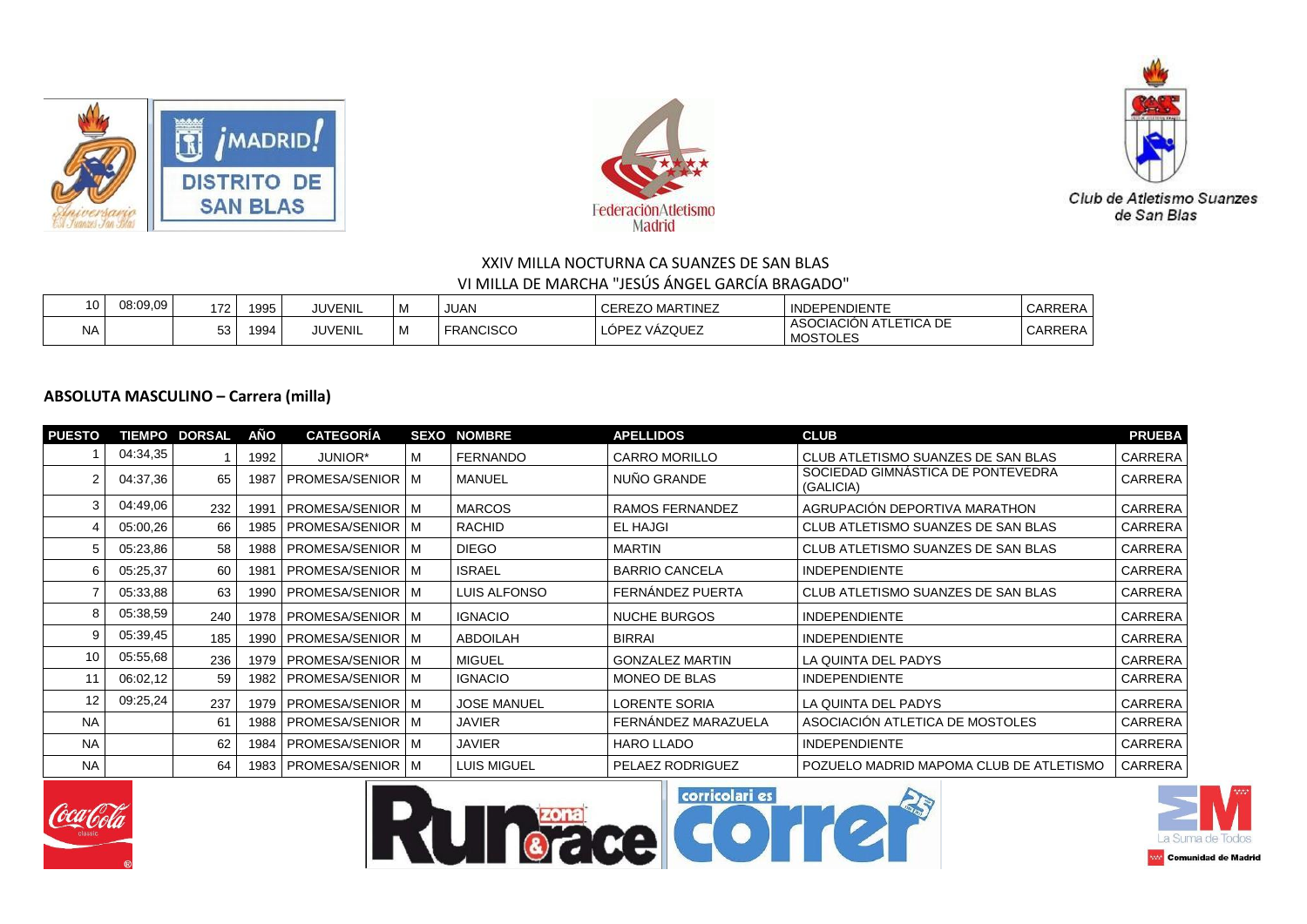XXIV MILLA NOCTURNA CA SUANZES DE SAN BLAS

VI MILLA DE MARCHA "JESÚS ÁNGEL GARCÍA BRAGADO"

| | | | | | | | | | |
|---|---|---|---|---|---|---|---|---|---|
| 10 | 08:09,09 | 172 | 1995 | JUVENIL | M | JUAN | CEREZO MARTINEZ | INDEPENDIENTE | CARRERA |
| NA | | 53 | 1994 | JUVENIL | M | FRANCISCO | LÓPEZ VÁZQUEZ | ASOCIACIÓN ATLETICA DE MOSTOLES | CARRERA |

## ABSOLUTA MASCULINO – Carrera (milla)

| PUESTO | TIEMPO | DORSAL | AÑO | CATEGORÍA | SEXO | NOMBRE | APELLIDOS | CLUB | PRUEBA |
|---|---|---|---|---|---|---|---|---|---|
| 1 | 04:34,35 | 1 | 1992 | JUNIOR* | M | FERNANDO | CARRO MORILLO | CLUB ATLETISMO SUANZES DE SAN BLAS | CARRERA |
| 2 | 04:37,36 | 65 | 1987 | PROMESA/SENIOR | M | MANUEL | NUÑO GRANDE | SOCIEDAD GIMNÁSTICA DE PONTEVEDRA (GALICIA) | CARRERA |
| 3 | 04:49,06 | 232 | 1991 | PROMESA/SENIOR | M | MARCOS | RAMOS FERNANDEZ | AGRUPACIÓN DEPORTIVA MARATHON | CARRERA |
| 4 | 05:00,26 | 66 | 1985 | PROMESA/SENIOR | M | RACHID | EL HAJGI | CLUB ATLETISMO SUANZES DE SAN BLAS | CARRERA |
| 5 | 05:23,86 | 58 | 1988 | PROMESA/SENIOR | M | DIEGO | MARTIN | CLUB ATLETISMO SUANZES DE SAN BLAS | CARRERA |
| 6 | 05:25,37 | 60 | 1981 | PROMESA/SENIOR | M | ISRAEL | BARRIO CANCELA | INDEPENDIENTE | CARRERA |
| 7 | 05:33,88 | 63 | 1990 | PROMESA/SENIOR | M | LUIS ALFONSO | FERNÁNDEZ PUERTA | CLUB ATLETISMO SUANZES DE SAN BLAS | CARRERA |
| 8 | 05:38,59 | 240 | 1978 | PROMESA/SENIOR | M | IGNACIO | NUCHE BURGOS | INDEPENDIENTE | CARRERA |
| 9 | 05:39,45 | 185 | 1990 | PROMESA/SENIOR | M | ABDOILAH | BIRRAI | INDEPENDIENTE | CARRERA |
| 10 | 05:55,68 | 236 | 1979 | PROMESA/SENIOR | M | MIGUEL | GONZALEZ MARTIN | LA QUINTA DEL PADYS | CARRERA |
| 11 | 06:02,12 | 59 | 1982 | PROMESA/SENIOR | M | IGNACIO | MONEO DE BLAS | INDEPENDIENTE | CARRERA |
| 12 | 09:25,24 | 237 | 1979 | PROMESA/SENIOR | M | JOSE MANUEL | LORENTE SORIA | LA QUINTA DEL PADYS | CARRERA |
| NA | | 61 | 1988 | PROMESA/SENIOR | M | JAVIER | FERNÁNDEZ MARAZUELA | ASOCIACIÓN ATLETICA DE MOSTOLES | CARRERA |
| NA | | 62 | 1984 | PROMESA/SENIOR | M | JAVIER | HARO LLADO | INDEPENDIENTE | CARRERA |
| NA | | 64 | 1983 | PROMESA/SENIOR | M | LUIS MIGUEL | PELAEZ RODRIGUEZ | POZUELO MADRID MAPOMA CLUB DE ATLETISMO | CARRERA |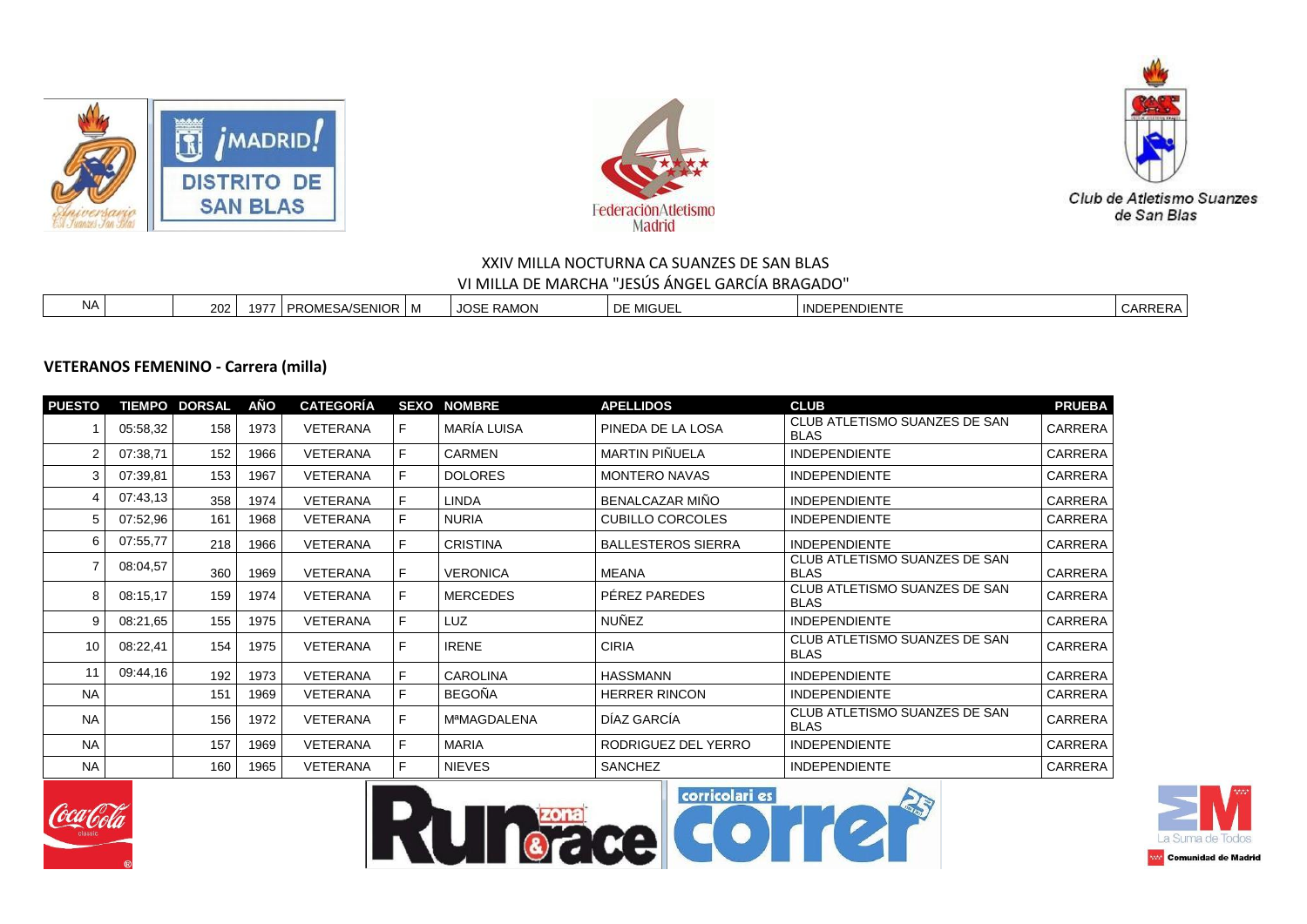XXIV MILLA NOCTURNA CA SUANZES DE SAN BLAS

VI MILLA DE MARCHA "JESÚS ÁNGEL GARCÍA BRAGADO"

| | | | | | | | | | |
|---|---|---|---|---|---|---|---|---|---|
| NA | | 202 | 1977 | PROMESA/SENIOR | M | JOSE RAMON | DE MIGUEL | INDEPENDIENTE | CARRERA |

## VETERANOS FEMENINO - Carrera (milla)

| PUESTO | TIEMPO | DORSAL | AÑO | CATEGORÍA | SEXO | NOMBRE | APELLIDOS | CLUB | PRUEBA |
|---|---|---|---|---|---|---|---|---|---|
| 1 | 05:58,32 | 158 | 1973 | VETERANA | F | MARÍA LUISA | PINEDA DE LA LOSA | CLUB ATLETISMO SUANZES DE SAN BLAS | CARRERA |
| 2 | 07:38,71 | 152 | 1966 | VETERANA | F | CARMEN | MARTIN PIÑUELA | INDEPENDIENTE | CARRERA |
| 3 | 07:39,81 | 153 | 1967 | VETERANA | F | DOLORES | MONTERO NAVAS | INDEPENDIENTE | CARRERA |
| 4 | 07:43,13 | 358 | 1974 | VETERANA | F | LINDA | BENALCAZAR MIÑO | INDEPENDIENTE | CARRERA |
| 5 | 07:52,96 | 161 | 1968 | VETERANA | F | NURIA | CUBILLO CORCOLES | INDEPENDIENTE | CARRERA |
| 6 | 07:55,77 | 218 | 1966 | VETERANA | F | CRISTINA | BALLESTEROS SIERRA | INDEPENDIENTE | CARRERA |
| 7 | 08:04,57 | 360 | 1969 | VETERANA | F | VERONICA | MEANA | CLUB ATLETISMO SUANZES DE SAN BLAS | CARRERA |
| 8 | 08:15,17 | 159 | 1974 | VETERANA | F | MERCEDES | PÉREZ PAREDES | CLUB ATLETISMO SUANZES DE SAN BLAS | CARRERA |
| 9 | 08:21,65 | 155 | 1975 | VETERANA | F | LUZ | NUÑEZ | INDEPENDIENTE | CARRERA |
| 10 | 08:22,41 | 154 | 1975 | VETERANA | F | IRENE | CIRIA | CLUB ATLETISMO SUANZES DE SAN BLAS | CARRERA |
| 11 | 09:44,16 | 192 | 1973 | VETERANA | F | CAROLINA | HASSMANN | INDEPENDIENTE | CARRERA |
| NA | | 151 | 1969 | VETERANA | F | BEGOÑA | HERRER RINCON | INDEPENDIENTE | CARRERA |
| NA | | 156 | 1972 | VETERANA | F | MªMAGDALENA | DÍAZ GARCÍA | CLUB ATLETISMO SUANZES DE SAN BLAS | CARRERA |
| NA | | 157 | 1969 | VETERANA | F | MARIA | RODRIGUEZ DEL YERRO | INDEPENDIENTE | CARRERA |
| NA | | 160 | 1965 | VETERANA | F | NIEVES | SANCHEZ | INDEPENDIENTE | CARRERA |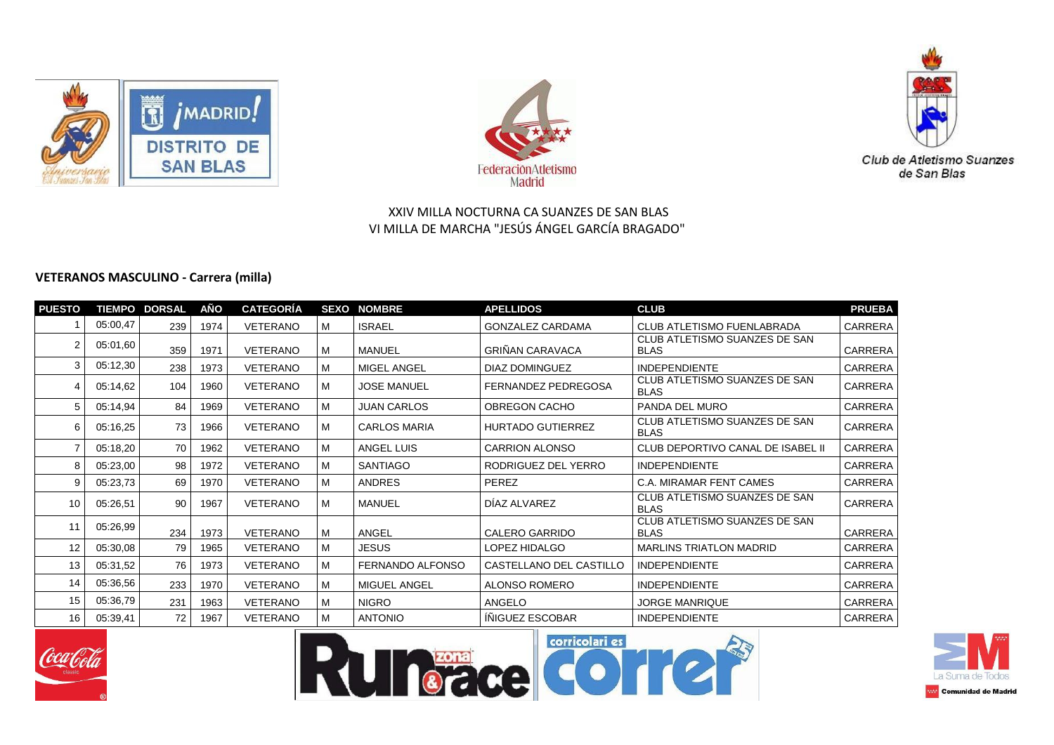XXIV MILLA NOCTURNA CA SUANZES DE SAN BLAS
VI MILLA DE MARCHA "JESÚS ÁNGEL GARCÍA BRAGADO"

### VETERANOS MASCULINO - Carrera (milla)

| PUESTO | TIEMPO | DORSAL | AÑO | CATEGORÍA | SEXO | NOMBRE | APELLIDOS | CLUB | PRUEBA |
|---|---|---|---|---|---|---|---|---|---|
| 1 | 05:00,47 | 239 | 1974 | VETERANO | M | ISRAEL | GONZALEZ CARDAMA | CLUB ATLETISMO FUENLABRADA | CARRERA |
| 2 | 05:01,60 | 359 | 1971 | VETERANO | M | MANUEL | GRIÑAN CARAVACA | CLUB ATLETISMO SUANZES DE SAN BLAS | CARRERA |
| 3 | 05:12,30 | 238 | 1973 | VETERANO | M | MIGEL ANGEL | DIAZ DOMINGUEZ | INDEPENDIENTE | CARRERA |
| 4 | 05:14,62 | 104 | 1960 | VETERANO | M | JOSE MANUEL | FERNANDEZ PEDREGOSA | CLUB ATLETISMO SUANZES DE SAN BLAS | CARRERA |
| 5 | 05:14,94 | 84 | 1969 | VETERANO | M | JUAN CARLOS | OBREGON CACHO | PANDA DEL MURO | CARRERA |
| 6 | 05:16,25 | 73 | 1966 | VETERANO | M | CARLOS MARIA | HURTADO GUTIERREZ | CLUB ATLETISMO SUANZES DE SAN BLAS | CARRERA |
| 7 | 05:18,20 | 70 | 1962 | VETERANO | M | ANGEL LUIS | CARRION ALONSO | CLUB DEPORTIVO CANAL DE ISABEL II | CARRERA |
| 8 | 05:23,00 | 98 | 1972 | VETERANO | M | SANTIAGO | RODRIGUEZ DEL YERRO | INDEPENDIENTE | CARRERA |
| 9 | 05:23,73 | 69 | 1970 | VETERANO | M | ANDRES | PEREZ | C.A. MIRAMAR FENT CAMES | CARRERA |
| 10 | 05:26,51 | 90 | 1967 | VETERANO | M | MANUEL | DÍAZ ALVAREZ | CLUB ATLETISMO SUANZES DE SAN BLAS | CARRERA |
| 11 | 05:26,99 | 234 | 1973 | VETERANO | M | ANGEL | CALERO GARRIDO | CLUB ATLETISMO SUANZES DE SAN BLAS | CARRERA |
| 12 | 05:30,08 | 79 | 1965 | VETERANO | M | JESUS | LOPEZ HIDALGO | MARLINS TRIATLON MADRID | CARRERA |
| 13 | 05:31,52 | 76 | 1973 | VETERANO | M | FERNANDO ALFONSO | CASTELLANO DEL CASTILLO | INDEPENDIENTE | CARRERA |
| 14 | 05:36,56 | 233 | 1970 | VETERANO | M | MIGUEL ANGEL | ALONSO ROMERO | INDEPENDIENTE | CARRERA |
| 15 | 05:36,79 | 231 | 1963 | VETERANO | M | NIGRO | ANGELO | JORGE MANRIQUE | CARRERA |
| 16 | 05:39,41 | 72 | 1967 | VETERANO | M | ANTONIO | ÍÑIGUEZ ESCOBAR | INDEPENDIENTE | CARRERA |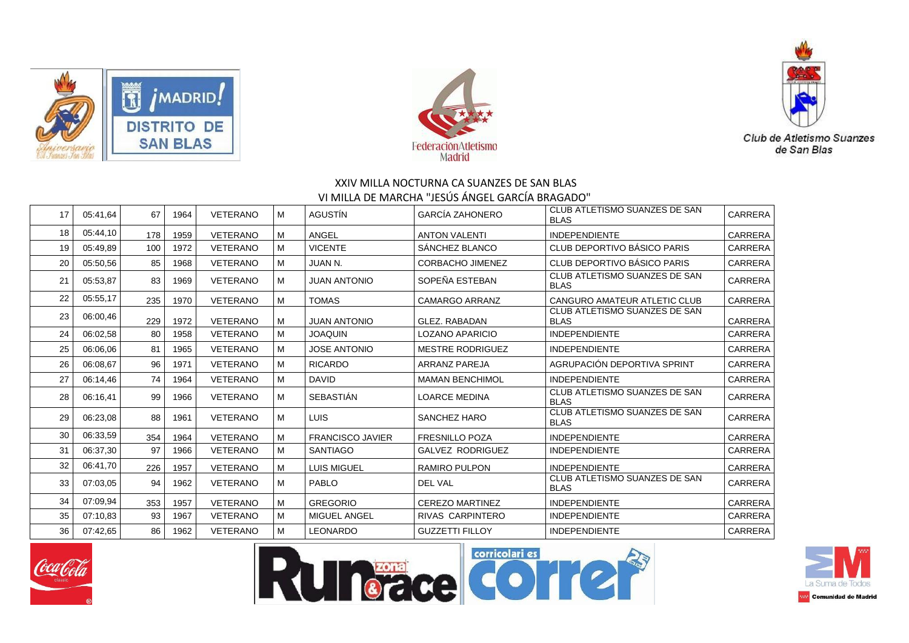## XXIV MILLA NOCTURNA CA SUANZES DE SAN BLAS

## VI MILLA DE MARCHA "JESÚS ÁNGEL GARCÍA BRAGADO"

| | | | | | | | | | |
|---|---|---|---|---|---|---|---|---|---|
| 17 | 05:41,64 | 67 | 1964 | VETERANO | M | AGUSTÍN | GARCÍA ZAHONERO | CLUB ATLETISMO SUANZES DE SAN BLAS | CARRERA |
| 18 | 05:44,10 | 178 | 1959 | VETERANO | M | ANGEL | ANTON VALENTI | INDEPENDIENTE | CARRERA |
| 19 | 05:49,89 | 100 | 1972 | VETERANO | M | VICENTE | SÁNCHEZ BLANCO | CLUB DEPORTIVO BÁSICO PARIS | CARRERA |
| 20 | 05:50,56 | 85 | 1968 | VETERANO | M | JUAN N. | CORBACHO JIMENEZ | CLUB DEPORTIVO BÁSICO PARIS | CARRERA |
| 21 | 05:53,87 | 83 | 1969 | VETERANO | M | JUAN ANTONIO | SOPEÑA ESTEBAN | CLUB ATLETISMO SUANZES DE SAN BLAS | CARRERA |
| 22 | 05:55,17 | 235 | 1970 | VETERANO | M | TOMAS | CAMARGO ARRANZ | CANGURO AMATEUR ATLETIC CLUB | CARRERA |
| 23 | 06:00,46 | 229 | 1972 | VETERANO | M | JUAN ANTONIO | GLEZ. RABADAN | CLUB ATLETISMO SUANZES DE SAN BLAS | CARRERA |
| 24 | 06:02,58 | 80 | 1958 | VETERANO | M | JOAQUIN | LOZANO APARICIO | INDEPENDIENTE | CARRERA |
| 25 | 06:06,06 | 81 | 1965 | VETERANO | M | JOSE ANTONIO | MESTRE RODRIGUEZ | INDEPENDIENTE | CARRERA |
| 26 | 06:08,67 | 96 | 1971 | VETERANO | M | RICARDO | ARRANZ PAREJA | AGRUPACIÓN DEPORTIVA SPRINT | CARRERA |
| 27 | 06:14,46 | 74 | 1964 | VETERANO | M | DAVID | MAMAN BENCHIMOL | INDEPENDIENTE | CARRERA |
| 28 | 06:16,41 | 99 | 1966 | VETERANO | M | SEBASTIÁN | LOARCE MEDINA | CLUB ATLETISMO SUANZES DE SAN BLAS | CARRERA |
| 29 | 06:23,08 | 88 | 1961 | VETERANO | M | LUIS | SANCHEZ HARO | CLUB ATLETISMO SUANZES DE SAN BLAS | CARRERA |
| 30 | 06:33,59 | 354 | 1964 | VETERANO | M | FRANCISCO JAVIER | FRESNILLO POZA | INDEPENDIENTE | CARRERA |
| 31 | 06:37,30 | 97 | 1966 | VETERANO | M | SANTIAGO | GALVEZ RODRIGUEZ | INDEPENDIENTE | CARRERA |
| 32 | 06:41,70 | 226 | 1957 | VETERANO | M | LUIS MIGUEL | RAMIRO PULPON | INDEPENDIENTE | CARRERA |
| 33 | 07:03,05 | 94 | 1962 | VETERANO | M | PABLO | DEL VAL | CLUB ATLETISMO SUANZES DE SAN BLAS | CARRERA |
| 34 | 07:09,94 | 353 | 1957 | VETERANO | M | GREGORIO | CEREZO MARTINEZ | INDEPENDIENTE | CARRERA |
| 35 | 07:10,83 | 93 | 1967 | VETERANO | M | MIGUEL ANGEL | RIVAS CARPINTERO | INDEPENDIENTE | CARRERA |
| 36 | 07:42,65 | 86 | 1962 | VETERANO | M | LEONARDO | GUZZETTI FILLOY | INDEPENDIENTE | CARRERA |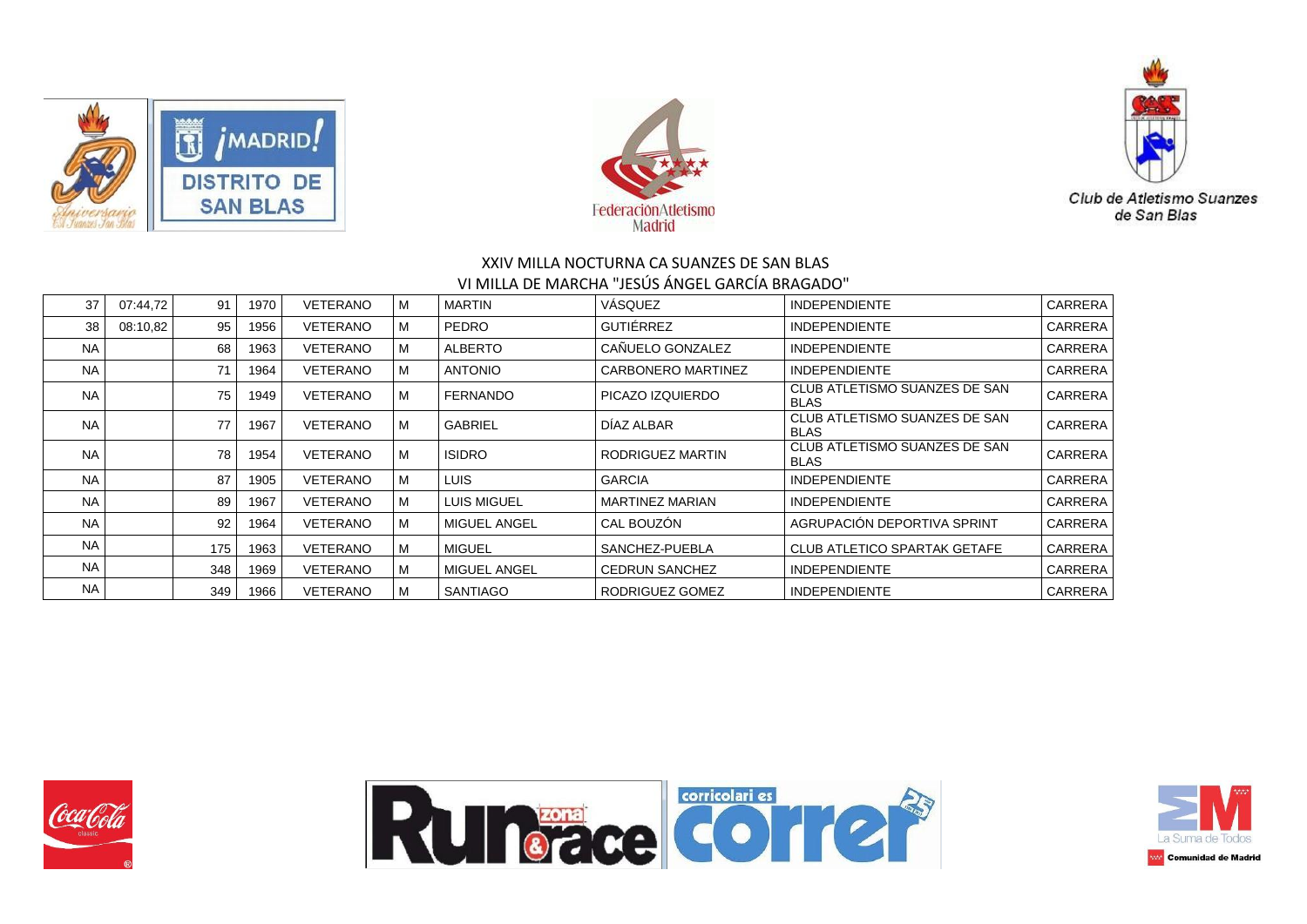XXIV MILLA NOCTURNA CA SUANZES DE SAN BLAS

VI MILLA DE MARCHA "JESÚS ÁNGEL GARCÍA BRAGADO"

| | | | | | | | | | |
|---|---|---|---|---|---|---|---|---|---|
| 37 | 07:44,72 | 91 | 1970 | VETERANO | M | MARTIN | VÁSQUEZ | INDEPENDIENTE | CARRERA |
| 38 | 08:10,82 | 95 | 1956 | VETERANO | M | PEDRO | GUTIÉRREZ | INDEPENDIENTE | CARRERA |
| NA | | 68 | 1963 | VETERANO | M | ALBERTO | CAÑUELO GONZALEZ | INDEPENDIENTE | CARRERA |
| NA | | 71 | 1964 | VETERANO | M | ANTONIO | CARBONERO MARTINEZ | INDEPENDIENTE | CARRERA |
| NA | | 75 | 1949 | VETERANO | M | FERNANDO | PICAZO IZQUIERDO | CLUB ATLETISMO SUANZES DE SAN BLAS | CARRERA |
| NA | | 77 | 1967 | VETERANO | M | GABRIEL | DÍAZ ALBAR | CLUB ATLETISMO SUANZES DE SAN BLAS | CARRERA |
| NA | | 78 | 1954 | VETERANO | M | ISIDRO | RODRIGUEZ MARTIN | CLUB ATLETISMO SUANZES DE SAN BLAS | CARRERA |
| NA | | 87 | 1905 | VETERANO | M | LUIS | GARCIA | INDEPENDIENTE | CARRERA |
| NA | | 89 | 1967 | VETERANO | M | LUIS MIGUEL | MARTINEZ MARIAN | INDEPENDIENTE | CARRERA |
| NA | | 92 | 1964 | VETERANO | M | MIGUEL ANGEL | CAL BOUZÓN | AGRUPACIÓN DEPORTIVA SPRINT | CARRERA |
| NA | | 175 | 1963 | VETERANO | M | MIGUEL | SANCHEZ-PUEBLA | CLUB ATLETICO SPARTAK GETAFE | CARRERA |
| NA | | 348 | 1969 | VETERANO | M | MIGUEL ANGEL | CEDRUN SANCHEZ | INDEPENDIENTE | CARRERA |
| NA | | 349 | 1966 | VETERANO | M | SANTIAGO | RODRIGUEZ GOMEZ | INDEPENDIENTE | CARRERA |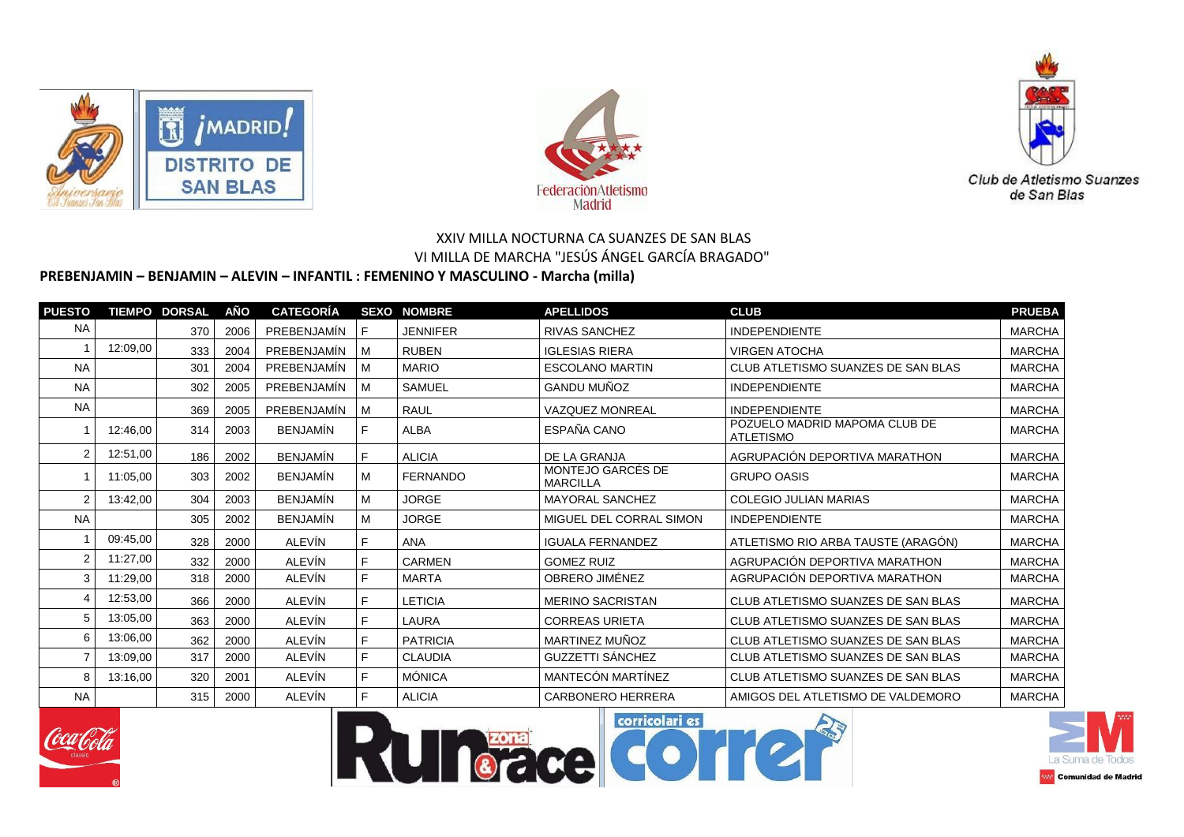XXIV MILLA NOCTURNA CA SUANZES DE SAN BLAS

VI MILLA DE MARCHA "JESÚS ÁNGEL GARCÍA BRAGADO"

**PREBENJAMIN – BENJAMIN – ALEVIN – INFANTIL : FEMENINO Y MASCULINO - Marcha (milla)**

| PUESTO | TIEMPO | DORSAL | AÑO | CATEGORÍA | SEXO | NOMBRE | APELLIDOS | CLUB | PRUEBA |
|---|---|---|---|---|---|---|---|---|---|
| NA | | 370 | 2006 | PREBENJAMÍN | F | JENNIFER | RIVAS SANCHEZ | INDEPENDIENTE | MARCHA |
| 1 | 12:09,00 | 333 | 2004 | PREBENJAMÍN | M | RUBEN | IGLESIAS RIERA | VIRGEN ATOCHA | MARCHA |
| NA | | 301 | 2004 | PREBENJAMÍN | M | MARIO | ESCOLANO MARTIN | CLUB ATLETISMO SUANZES DE SAN BLAS | MARCHA |
| NA | | 302 | 2005 | PREBENJAMÍN | M | SAMUEL | GANDU MUÑOZ | INDEPENDIENTE | MARCHA |
| NA | | 369 | 2005 | PREBENJAMÍN | M | RAUL | VAZQUEZ MONREAL | INDEPENDIENTE | MARCHA |
| 1 | 12:46,00 | 314 | 2003 | BENJAMÍN | F | ALBA | ESPAÑA CANO | POZUELO MADRID MAPOMA CLUB DE ATLETISMO | MARCHA |
| 2 | 12:51,00 | 186 | 2002 | BENJAMÍN | F | ALICIA | DE LA GRANJA | AGRUPACIÓN DEPORTIVA MARATHON | MARCHA |
| 1 | 11:05,00 | 303 | 2002 | BENJAMÍN | M | FERNANDO | MONTEJO GARCÉS DE MARCILLA | GRUPO OASIS | MARCHA |
| 2 | 13:42,00 | 304 | 2003 | BENJAMÍN | M | JORGE | MAYORAL SANCHEZ | COLEGIO JULIAN MARIAS | MARCHA |
| NA | | 305 | 2002 | BENJAMÍN | M | JORGE | MIGUEL DEL CORRAL SIMON | INDEPENDIENTE | MARCHA |
| 1 | 09:45,00 | 328 | 2000 | ALEVÍN | F | ANA | IGUALA FERNANDEZ | ATLETISMO RIO ARBA TAUSTE (ARAGÓN) | MARCHA |
| 2 | 11:27,00 | 332 | 2000 | ALEVÍN | F | CARMEN | GOMEZ RUIZ | AGRUPACIÓN DEPORTIVA MARATHON | MARCHA |
| 3 | 11:29,00 | 318 | 2000 | ALEVÍN | F | MARTA | OBRERO JIMÉNEZ | AGRUPACIÓN DEPORTIVA MARATHON | MARCHA |
| 4 | 12:53,00 | 366 | 2000 | ALEVÍN | F | LETICIA | MERINO SACRISTAN | CLUB ATLETISMO SUANZES DE SAN BLAS | MARCHA |
| 5 | 13:05,00 | 363 | 2000 | ALEVÍN | F | LAURA | CORREAS URIETA | CLUB ATLETISMO SUANZES DE SAN BLAS | MARCHA |
| 6 | 13:06,00 | 362 | 2000 | ALEVÍN | F | PATRICIA | MARTINEZ MUÑOZ | CLUB ATLETISMO SUANZES DE SAN BLAS | MARCHA |
| 7 | 13:09,00 | 317 | 2000 | ALEVÍN | F | CLAUDIA | GUZZETTI SÁNCHEZ | CLUB ATLETISMO SUANZES DE SAN BLAS | MARCHA |
| 8 | 13:16,00 | 320 | 2001 | ALEVÍN | F | MÓNICA | MANTECÓN MARTÍNEZ | CLUB ATLETISMO SUANZES DE SAN BLAS | MARCHA |
| NA | | 315 | 2000 | ALEVÍN | F | ALICIA | CARBONERO HERRERA | AMIGOS DEL ATLETISMO DE VALDEMORO | MARCHA |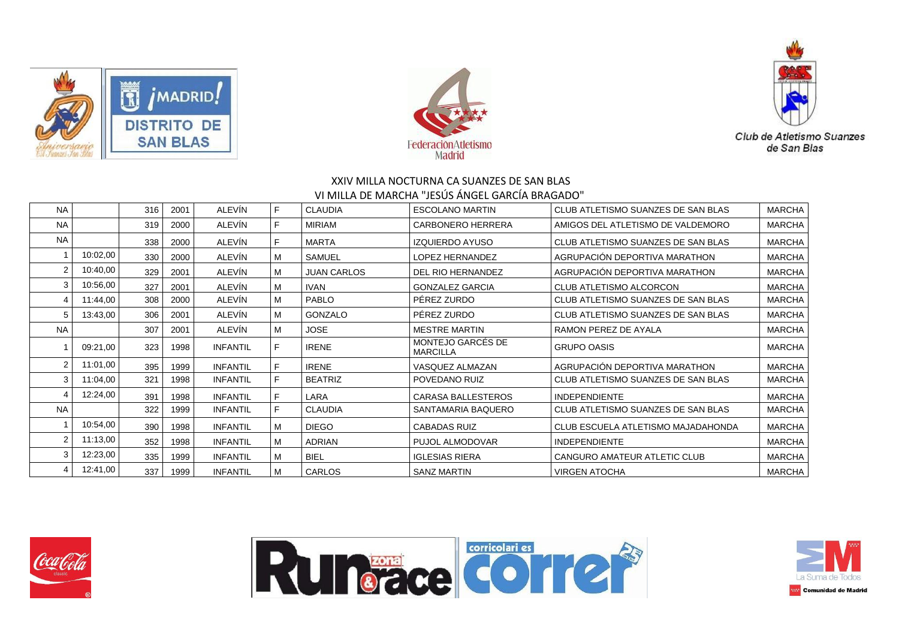XXIV MILLA NOCTURNA CA SUANZES DE SAN BLAS

VI MILLA DE MARCHA "JESÚS ÁNGEL GARCÍA BRAGADO"

| | | | | | | | | | |
|---|---|---|---|---|---|---|---|---|---|
| NA | | 316 | 2001 | ALEVÍN | F | CLAUDIA | ESCOLANO MARTIN | CLUB ATLETISMO SUANZES DE SAN BLAS | MARCHA |
| NA | | 319 | 2000 | ALEVÍN | F | MIRIAM | CARBONERO HERRERA | AMIGOS DEL ATLETISMO DE VALDEMORO | MARCHA |
| NA | | 338 | 2000 | ALEVÍN | F | MARTA | IZQUIERDO AYUSO | CLUB ATLETISMO SUANZES DE SAN BLAS | MARCHA |
| 1 | 10:02,00 | 330 | 2000 | ALEVÍN | M | SAMUEL | LOPEZ HERNANDEZ | AGRUPACIÓN DEPORTIVA MARATHON | MARCHA |
| 2 | 10:40,00 | 329 | 2001 | ALEVÍN | M | JUAN CARLOS | DEL RIO HERNANDEZ | AGRUPACIÓN DEPORTIVA MARATHON | MARCHA |
| 3 | 10:56,00 | 327 | 2001 | ALEVÍN | M | IVAN | GONZALEZ GARCIA | CLUB ATLETISMO ALCORCON | MARCHA |
| 4 | 11:44,00 | 308 | 2000 | ALEVÍN | M | PABLO | PÉREZ ZURDO | CLUB ATLETISMO SUANZES DE SAN BLAS | MARCHA |
| 5 | 13:43,00 | 306 | 2001 | ALEVÍN | M | GONZALO | PÉREZ ZURDO | CLUB ATLETISMO SUANZES DE SAN BLAS | MARCHA |
| NA | | 307 | 2001 | ALEVÍN | M | JOSE | MESTRE MARTIN | RAMON PEREZ DE AYALA | MARCHA |
| 1 | 09:21,00 | 323 | 1998 | INFANTIL | F | IRENE | MONTEJO GARCÉS DE MARCILLA | GRUPO OASIS | MARCHA |
| 2 | 11:01,00 | 395 | 1999 | INFANTIL | F | IRENE | VASQUEZ ALMAZAN | AGRUPACIÓN DEPORTIVA MARATHON | MARCHA |
| 3 | 11:04,00 | 321 | 1998 | INFANTIL | F | BEATRIZ | POVEDANO RUIZ | CLUB ATLETISMO SUANZES DE SAN BLAS | MARCHA |
| 4 | 12:24,00 | 391 | 1998 | INFANTIL | F | LARA | CARASA BALLESTEROS | INDEPENDIENTE | MARCHA |
| NA | | 322 | 1999 | INFANTIL | F | CLAUDIA | SANTAMARIA BAQUERO | CLUB ATLETISMO SUANZES DE SAN BLAS | MARCHA |
| 1 | 10:54,00 | 390 | 1998 | INFANTIL | M | DIEGO | CABADAS RUIZ | CLUB ESCUELA ATLETISMO MAJADAHONDA | MARCHA |
| 2 | 11:13,00 | 352 | 1998 | INFANTIL | M | ADRIAN | PUJOL ALMODOVAR | INDEPENDIENTE | MARCHA |
| 3 | 12:23,00 | 335 | 1999 | INFANTIL | M | BIEL | IGLESIAS RIERA | CANGURO AMATEUR ATLETIC CLUB | MARCHA |
| 4 | 12:41,00 | 337 | 1999 | INFANTIL | M | CARLOS | SANZ MARTIN | VIRGEN ATOCHA | MARCHA |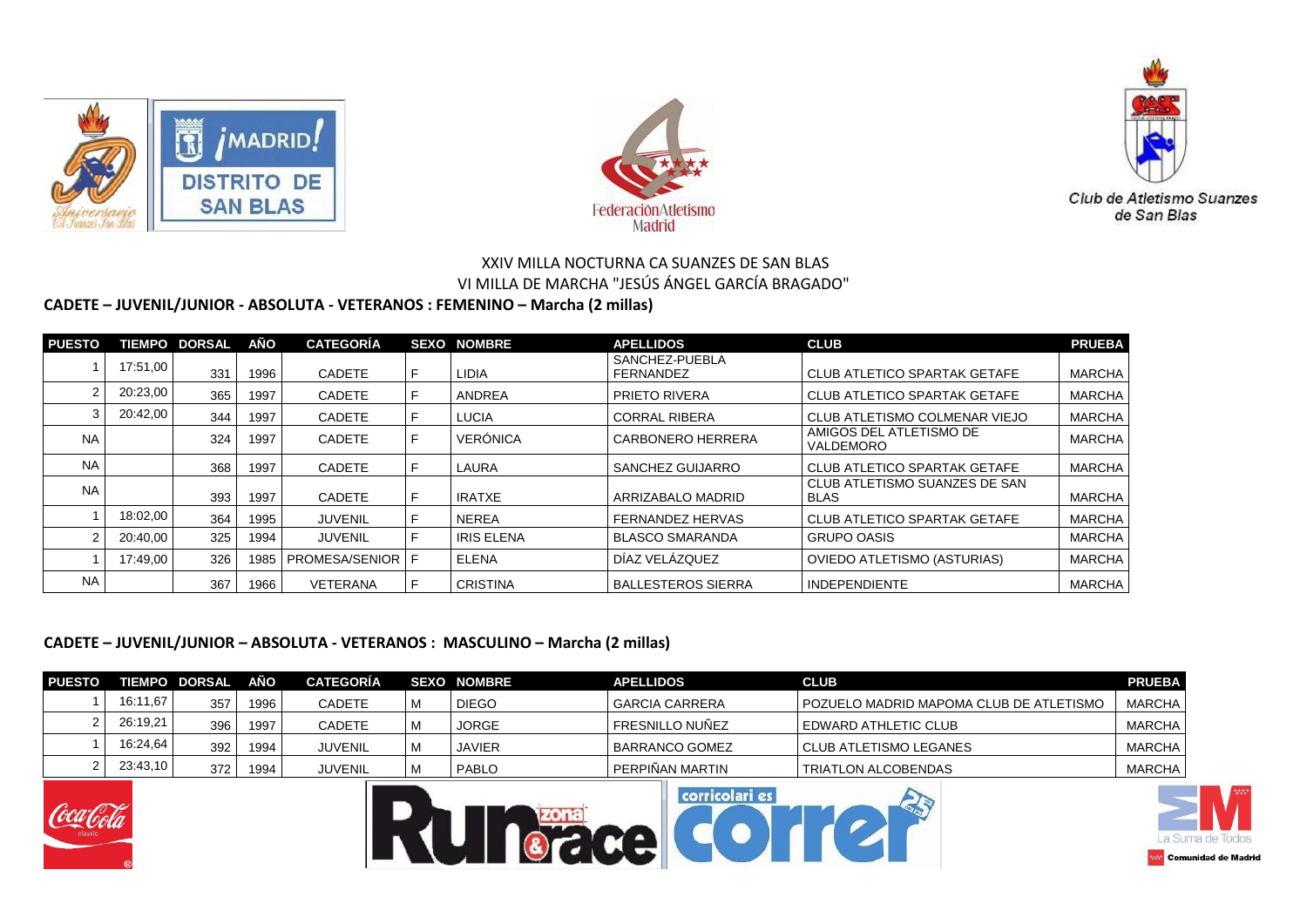XXIV MILLA NOCTURNA CA SUANZES DE SAN BLAS

VI MILLA DE MARCHA "JESÚS ÁNGEL GARCÍA BRAGADO"

**CADETE – JUVENIL/JUNIOR - ABSOLUTA - VETERANOS : FEMENINO – Marcha (2 millas)**

| PUESTO | TIEMPO | DORSAL | AÑO | CATEGORÍA | SEXO | NOMBRE | APELLIDOS | CLUB | PRUEBA |
|---|---|---|---|---|---|---|---|---|---|
| 1 | 17:51,00 | 331 | 1996 | CADETE | F | LIDIA | SANCHEZ-PUEBLA FERNANDEZ | CLUB ATLETICO SPARTAK GETAFE | MARCHA |
| 2 | 20:23,00 | 365 | 1997 | CADETE | F | ANDREA | PRIETO RIVERA | CLUB ATLETICO SPARTAK GETAFE | MARCHA |
| 3 | 20:42,00 | 344 | 1997 | CADETE | F | LUCIA | CORRAL RIBERA | CLUB ATLETISMO COLMENAR VIEJO | MARCHA |
| NA | | 324 | 1997 | CADETE | F | VERÓNICA | CARBONERO HERRERA | AMIGOS DEL ATLETISMO DE VALDEMORO | MARCHA |
| NA | | 368 | 1997 | CADETE | F | LAURA | SANCHEZ GUIJARRO | CLUB ATLETICO SPARTAK GETAFE | MARCHA |
| NA | | 393 | 1997 | CADETE | F | IRATXE | ARRIZABALO MADRID | CLUB ATLETISMO SUANZES DE SAN BLAS | MARCHA |
| 1 | 18:02,00 | 364 | 1995 | JUVENIL | F | NEREA | FERNANDEZ HERVAS | CLUB ATLETICO SPARTAK GETAFE | MARCHA |
| 2 | 20:40,00 | 325 | 1994 | JUVENIL | F | IRIS ELENA | BLASCO SMARANDA | GRUPO OASIS | MARCHA |
| 1 | 17:49,00 | 326 | 1985 | PROMESA/SENIOR | F | ELENA | DÍAZ VELÁZQUEZ | OVIEDO ATLETISMO (ASTURIAS) | MARCHA |
| NA | | 367 | 1966 | VETERANA | F | CRISTINA | BALLESTEROS SIERRA | INDEPENDIENTE | MARCHA |

**CADETE – JUVENIL/JUNIOR – ABSOLUTA - VETERANOS : MASCULINO – Marcha (2 millas)**

| PUESTO | TIEMPO | DORSAL | AÑO | CATEGORÍA | SEXO | NOMBRE | APELLIDOS | CLUB | PRUEBA |
|---|---|---|---|---|---|---|---|---|---|
| 1 | 16:11,67 | 357 | 1996 | CADETE | M | DIEGO | GARCIA CARRERA | POZUELO MADRID MAPOMA CLUB DE ATLETISMO | MARCHA |
| 2 | 26:19,21 | 396 | 1997 | CADETE | M | JORGE | FRESNILLO NUÑEZ | EDWARD ATHLETIC CLUB | MARCHA |
| 1 | 16:24,64 | 392 | 1994 | JUVENIL | M | JAVIER | BARRANCO GOMEZ | CLUB ATLETISMO LEGANES | MARCHA |
| 2 | 23:43,10 | 372 | 1994 | JUVENIL | M | PABLO | PERPIÑAN MARTIN | TRIATLON ALCOBENDAS | MARCHA |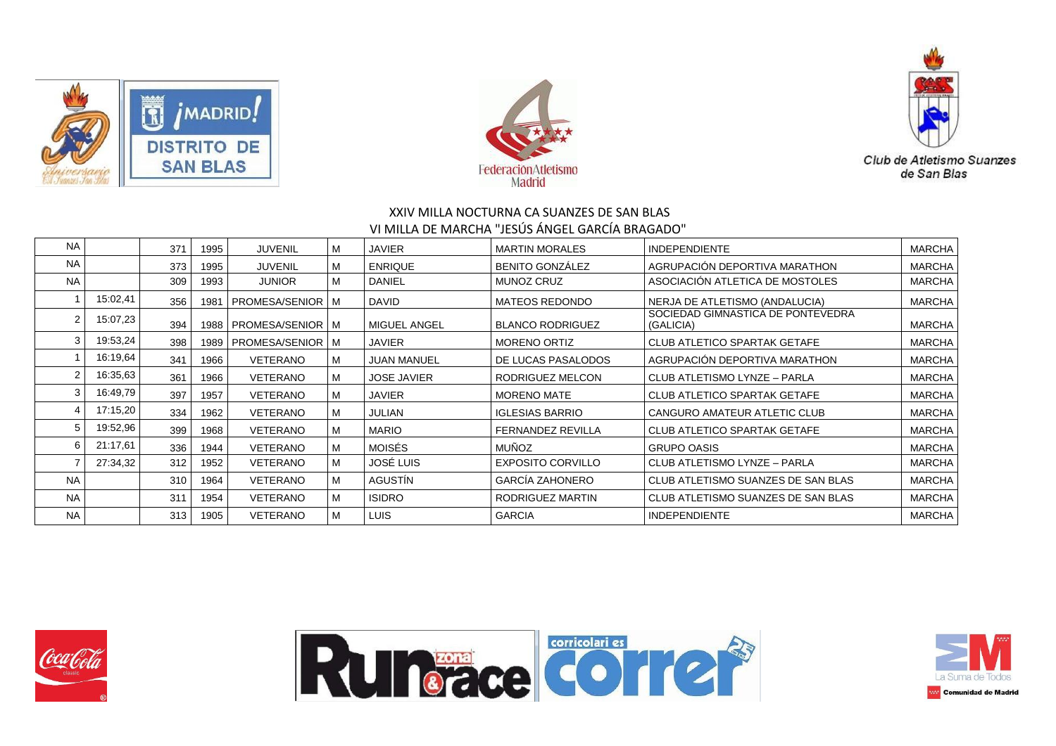XXIV MILLA NOCTURNA CA SUANZES DE SAN BLAS
VI MILLA DE MARCHA "JESÚS ÁNGEL GARCÍA BRAGADO"

| | | | | | | | | | |
|---|---|---|---|---|---|---|---|---|---|
| NA | | 371 | 1995 | JUVENIL | M | JAVIER | MARTIN MORALES | INDEPENDIENTE | MARCHA |
| NA | | 373 | 1995 | JUVENIL | M | ENRIQUE | BENITO GONZÁLEZ | AGRUPACIÓN DEPORTIVA MARATHON | MARCHA |
| NA | | 309 | 1993 | JUNIOR | M | DANIEL | MUNOZ CRUZ | ASOCIACIÓN ATLETICA DE MOSTOLES | MARCHA |
| 1 | 15:02,41 | 356 | 1981 | PROMESA/SENIOR | M | DAVID | MATEOS REDONDO | NERJA DE ATLETISMO (ANDALUCIA) | MARCHA |
| 2 | 15:07,23 | 394 | 1988 | PROMESA/SENIOR | M | MIGUEL ANGEL | BLANCO RODRIGUEZ | SOCIEDAD GIMNASTICA DE PONTEVEDRA (GALICIA) | MARCHA |
| 3 | 19:53,24 | 398 | 1989 | PROMESA/SENIOR | M | JAVIER | MORENO ORTIZ | CLUB ATLETICO SPARTAK GETAFE | MARCHA |
| 1 | 16:19,64 | 341 | 1966 | VETERANO | M | JUAN MANUEL | DE LUCAS PASALODOS | AGRUPACIÓN DEPORTIVA MARATHON | MARCHA |
| 2 | 16:35,63 | 361 | 1966 | VETERANO | M | JOSE JAVIER | RODRIGUEZ MELCON | CLUB ATLETISMO LYNZE – PARLA | MARCHA |
| 3 | 16:49,79 | 397 | 1957 | VETERANO | M | JAVIER | MORENO MATE | CLUB ATLETICO SPARTAK GETAFE | MARCHA |
| 4 | 17:15,20 | 334 | 1962 | VETERANO | M | JULIAN | IGLESIAS BARRIO | CANGURO AMATEUR ATLETIC CLUB | MARCHA |
| 5 | 19:52,96 | 399 | 1968 | VETERANO | M | MARIO | FERNANDEZ REVILLA | CLUB ATLETICO SPARTAK GETAFE | MARCHA |
| 6 | 21:17,61 | 336 | 1944 | VETERANO | M | MOISÉS | MUÑOZ | GRUPO OASIS | MARCHA |
| 7 | 27:34,32 | 312 | 1952 | VETERANO | M | JOSÉ LUIS | EXPOSITO CORVILLO | CLUB ATLETISMO LYNZE – PARLA | MARCHA |
| NA | | 310 | 1964 | VETERANO | M | AGUSTÍN | GARCÍA ZAHONERO | CLUB ATLETISMO SUANZES DE SAN BLAS | MARCHA |
| NA | | 311 | 1954 | VETERANO | M | ISIDRO | RODRIGUEZ MARTIN | CLUB ATLETISMO SUANZES DE SAN BLAS | MARCHA |
| NA | | 313 | 1905 | VETERANO | M | LUIS | GARCIA | INDEPENDIENTE | MARCHA |